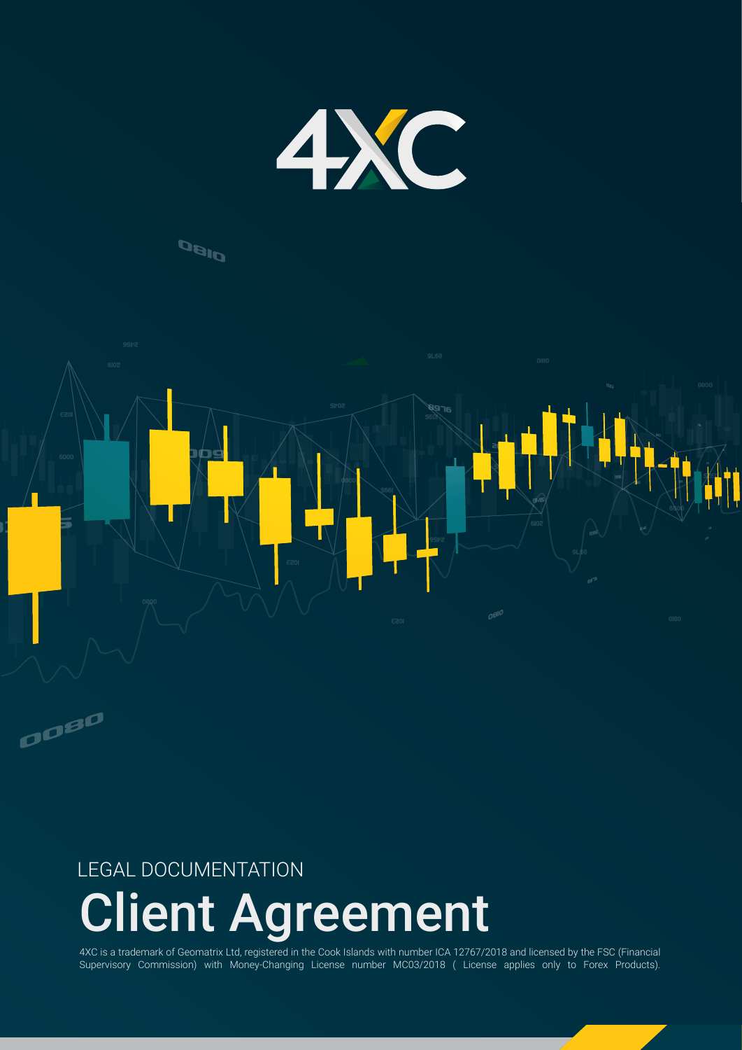# 4XC

LEGAL DOCUMENTATION

# Client Agreement

4XC is a trademark of Geomatrix Ltd, registered in the Cook Islands with number ICA 12767/2018 and licensed by the FSC (Financial Supervisory Commission) with Money-Changing License number MC03/2018 ( License applies only to Forex Products).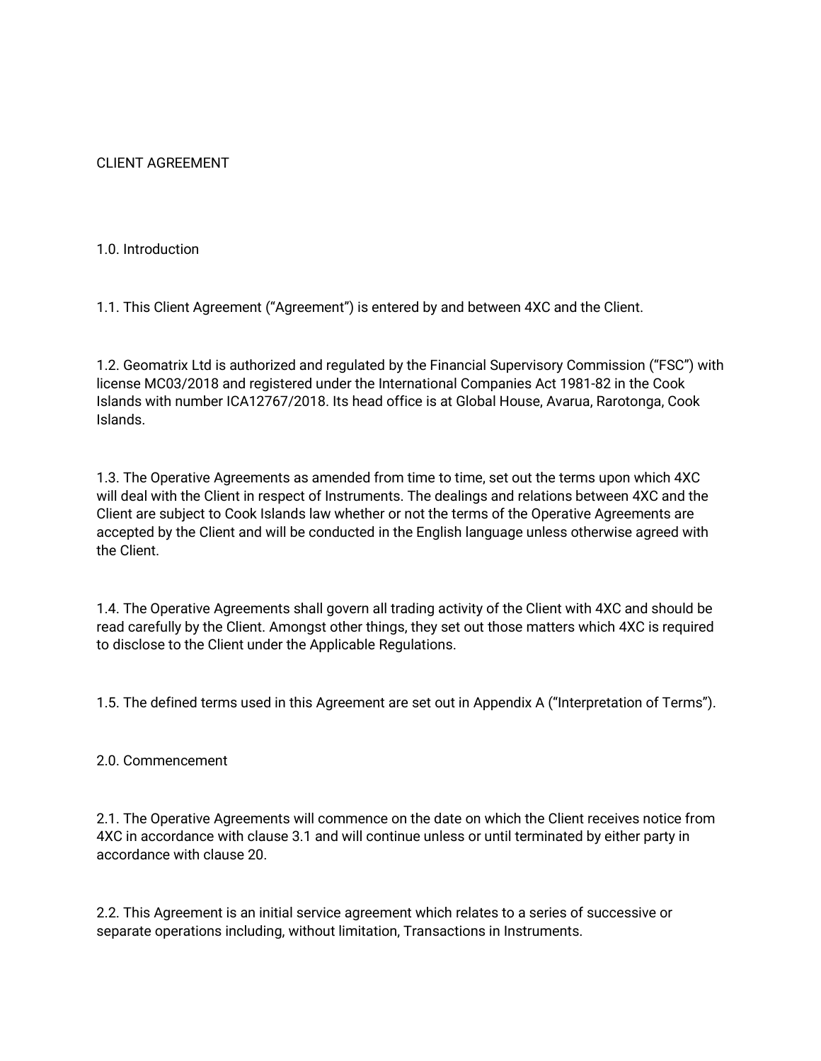# CLIENT AGREEMENT

## 1.0. Introduction

1.1. This Client Agreement ("Agreement") is entered by and between 4XC and the Client.

1.2. Geomatrix Ltd is authorized and regulated by the Financial Supervisory Commission ("FSC") with license MC03/2018 and registered under the International Companies Act 1981-82 in the Cook Islands with number ICA12767/2018. Its head office is at Global House, Avarua, Rarotonga, Cook Islands.

1.3. The Operative Agreements as amended from time to time, set out the terms upon which 4XC will deal with the Client in respect of Instruments. The dealings and relations between 4XC and the Client are subject to Cook Islands law whether or not the terms of the Operative Agreements are accepted by the Client and will be conducted in the English language unless otherwise agreed with the Client.

1.4. The Operative Agreements shall govern all trading activity of the Client with 4XC and should be read carefully by the Client. Amongst other things, they set out those matters which 4XC is required to disclose to the Client under the Applicable Regulations.

1.5. The defined terms used in this Agreement are set out in Appendix A ("Interpretation of Terms").

## 2.0. Commencement

2.1. The Operative Agreements will commence on the date on which the Client receives notice from 4XC in accordance with clause 3.1 and will continue unless or until terminated by either party in accordance with clause 20.

2.2. This Agreement is an initial service agreement which relates to a series of successive or separate operations including, without limitation, Transactions in Instruments.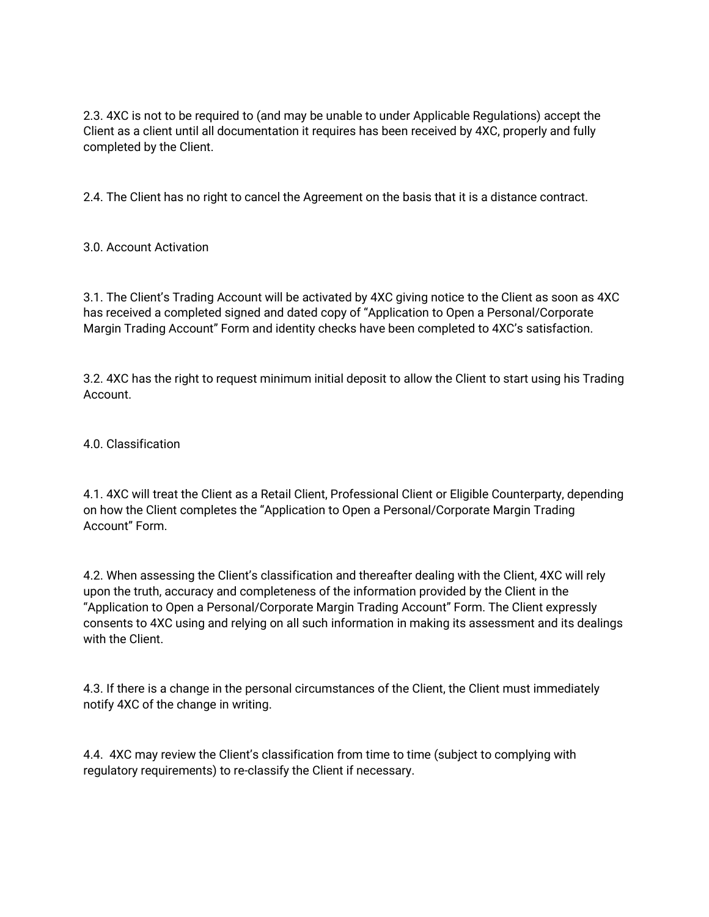2.3. 4XC is not to be required to (and may be unable to under Applicable Regulations) accept the Client as a client until all documentation it requires has been received by 4XC, properly and fully completed by the Client.

2.4. The Client has no right to cancel the Agreement on the basis that it is a distance contract.

## 3.0. Account Activation

3.1. The Client's Trading Account will be activated by 4XC giving notice to the Client as soon as 4XC has received a completed signed and dated copy of "Application to Open a Personal/Corporate Margin Trading Account" Form and identity checks have been completed to 4XC's satisfaction.

3.2. 4XC has the right to request minimum initial deposit to allow the Client to start using his Trading Account.

## 4.0. Classification

4.1. 4XC will treat the Client as a Retail Client, Professional Client or Eligible Counterparty, depending on how the Client completes the "Application to Open a Personal/Corporate Margin Trading Account" Form.

4.2. When assessing the Client's classification and thereafter dealing with the Client, 4XC will rely upon the truth, accuracy and completeness of the information provided by the Client in the "Application to Open a Personal/Corporate Margin Trading Account" Form. The Client expressly consents to 4XC using and relying on all such information in making its assessment and its dealings with the Client.

4.3. If there is a change in the personal circumstances of the Client, the Client must immediately notify 4XC of the change in writing.

4.4. 4XC may review the Client's classification from time to time (subject to complying with regulatory requirements) to re-classify the Client if necessary.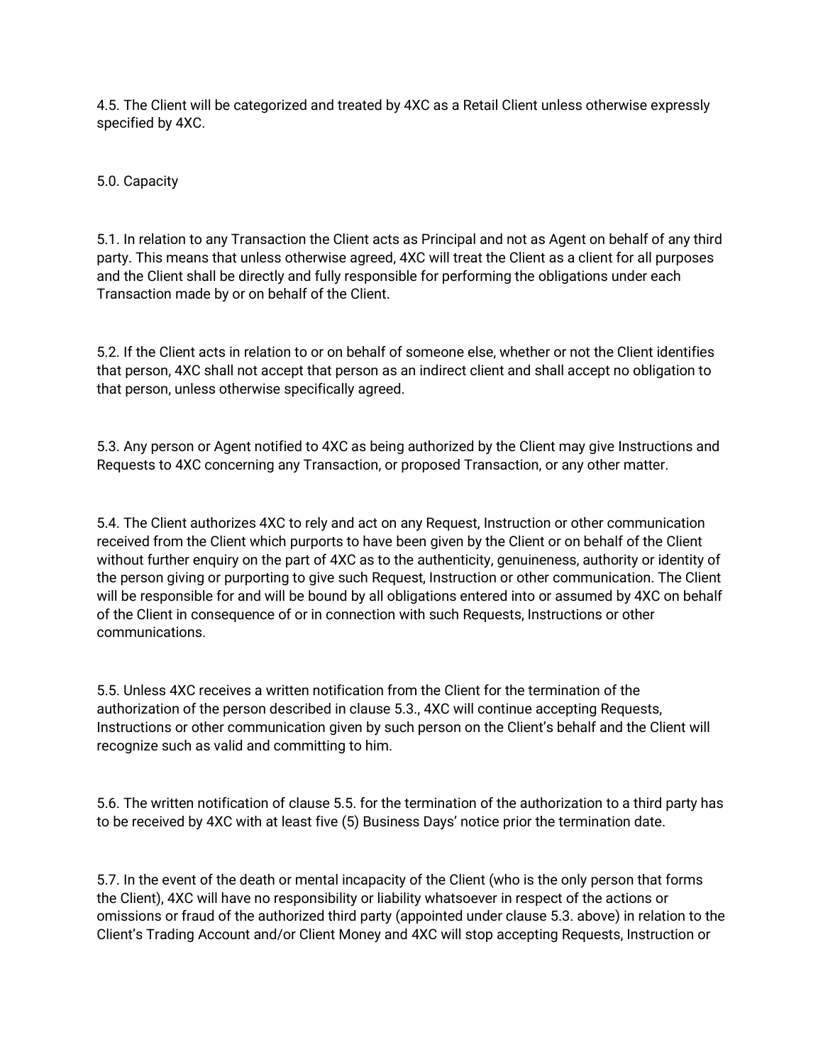4.5. The Client will be categorized and treated by 4XC as a Retail Client unless otherwise expressly specified by 4XC.

## 5.0. Capacity

5.1. In relation to any Transaction the Client acts as Principal and not as Agent on behalf of any third party. This means that unless otherwise agreed, 4XC will treat the Client as a client for all purposes and the Client shall be directly and fully responsible for performing the obligations under each Transaction made by or on behalf of the Client.

5.2. If the Client acts in relation to or on behalf of someone else, whether or not the Client identifies that person, 4XC shall not accept that person as an indirect client and shall accept no obligation to that person, unless otherwise specifically agreed.

5.3. Any person or Agent notified to 4XC as being authorized by the Client may give Instructions and Requests to 4XC concerning any Transaction, or proposed Transaction, or any other matter.

5.4. The Client authorizes 4XC to rely and act on any Request, Instruction or other communication received from the Client which purports to have been given by the Client or on behalf of the Client without further enquiry on the part of 4XC as to the authenticity, genuineness, authority or identity of the person giving or purporting to give such Request, Instruction or other communication. The Client will be responsible for and will be bound by all obligations entered into or assumed by 4XC on behalf of the Client in consequence of or in connection with such Requests, Instructions or other communications.

5.5. Unless 4XC receives a written notification from the Client for the termination of the authorization of the person described in clause 5.3., 4XC will continue accepting Requests, Instructions or other communication given by such person on the Client's behalf and the Client will recognize such as valid and committing to him.

5.6. The written notification of clause 5.5. for the termination of the authorization to a third party has to be received by 4XC with at least five (5) Business Days' notice prior the termination date.

5.7. In the event of the death or mental incapacity of the Client (who is the only person that forms the Client), 4XC will have no responsibility or liability whatsoever in respect of the actions or omissions or fraud of the authorized third party (appointed under clause 5.3. above) in relation to the Client's Trading Account and/or Client Money and 4XC will stop accepting Requests, Instruction or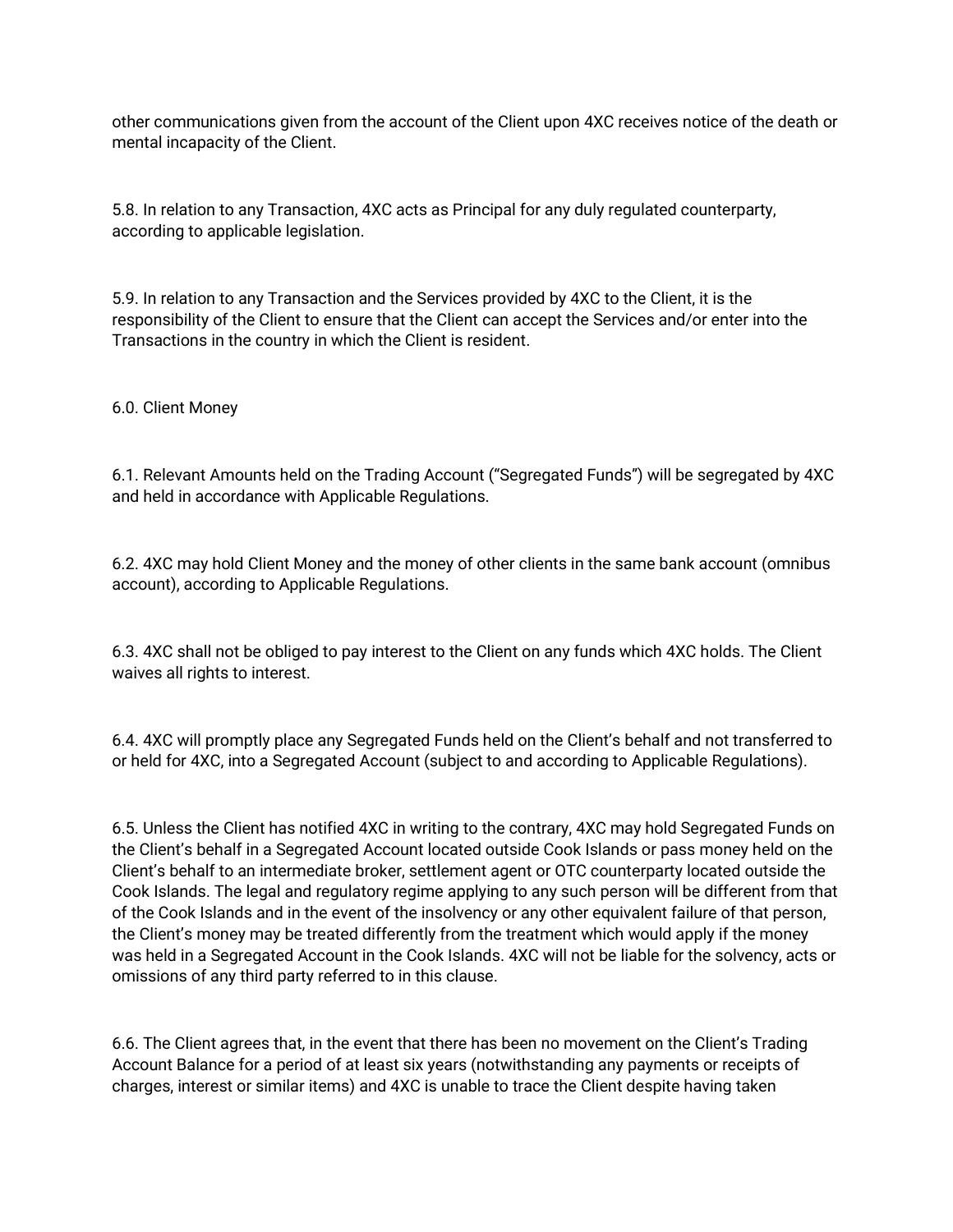other communications given from the account of the Client upon 4XC receives notice of the death or mental incapacity of the Client.

5.8. In relation to any Transaction, 4XC acts as Principal for any duly regulated counterparty, according to applicable legislation.

5.9. In relation to any Transaction and the Services provided by 4XC to the Client, it is the responsibility of the Client to ensure that the Client can accept the Services and/or enter into the Transactions in the country in which the Client is resident.

## 6.0. Client Money

6.1. Relevant Amounts held on the Trading Account ("Segregated Funds") will be segregated by 4XC and held in accordance with Applicable Regulations.

6.2. 4XC may hold Client Money and the money of other clients in the same bank account (omnibus account), according to Applicable Regulations.

6.3. 4XC shall not be obliged to pay interest to the Client on any funds which 4XC holds. The Client waives all rights to interest.

6.4. 4XC will promptly place any Segregated Funds held on the Client's behalf and not transferred to or held for 4XC, into a Segregated Account (subject to and according to Applicable Regulations).

6.5. Unless the Client has notified 4XC in writing to the contrary, 4XC may hold Segregated Funds on the Client's behalf in a Segregated Account located outside Cook Islands or pass money held on the Client's behalf to an intermediate broker, settlement agent or OTC counterparty located outside the Cook Islands. The legal and regulatory regime applying to any such person will be different from that of the Cook Islands and in the event of the insolvency or any other equivalent failure of that person, the Client's money may be treated differently from the treatment which would apply if the money was held in a Segregated Account in the Cook Islands. 4XC will not be liable for the solvency, acts or omissions of any third party referred to in this clause.

6.6. The Client agrees that, in the event that there has been no movement on the Client's Trading Account Balance for a period of at least six years (notwithstanding any payments or receipts of charges, interest or similar items) and 4XC is unable to trace the Client despite having taken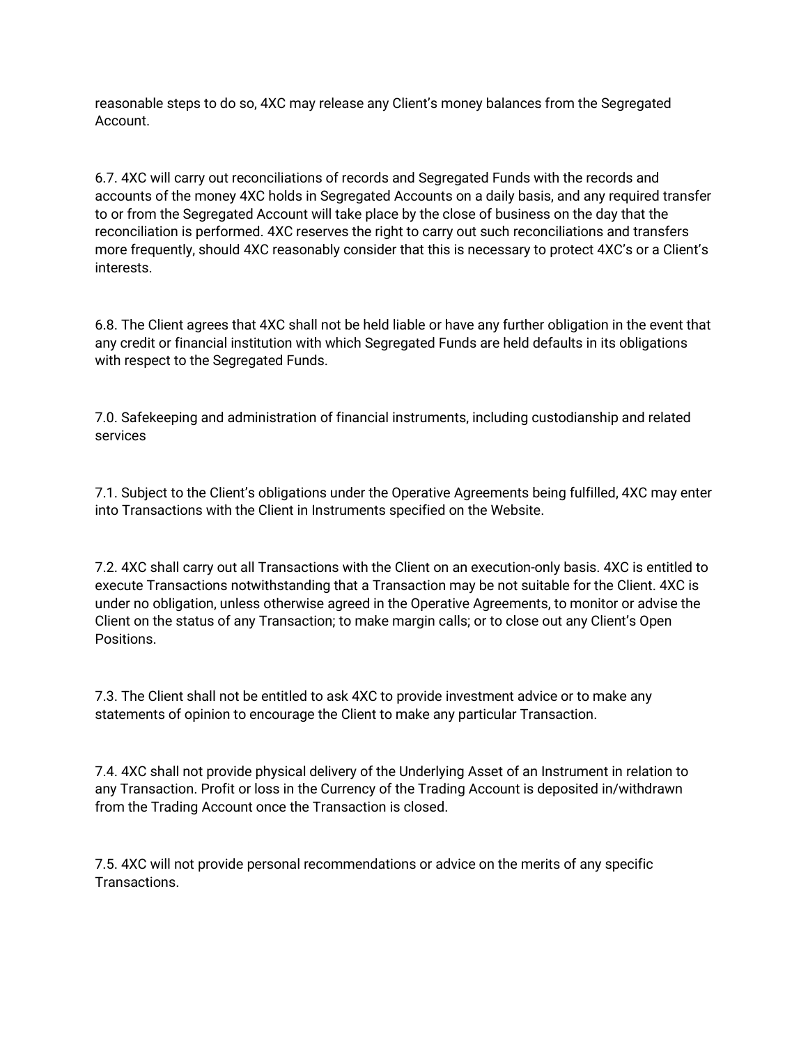reasonable steps to do so, 4XC may release any Client's money balances from the Segregated Account.

6.7. 4XC will carry out reconciliations of records and Segregated Funds with the records and accounts of the money 4XC holds in Segregated Accounts on a daily basis, and any required transfer to or from the Segregated Account will take place by the close of business on the day that the reconciliation is performed. 4XC reserves the right to carry out such reconciliations and transfers more frequently, should 4XC reasonably consider that this is necessary to protect 4XC's or a Client's interests.

6.8. The Client agrees that 4XC shall not be held liable or have any further obligation in the event that any credit or financial institution with which Segregated Funds are held defaults in its obligations with respect to the Segregated Funds.

## 7.0. Safekeeping and administration of financial instruments, including custodianship and related services

7.1. Subject to the Client's obligations under the Operative Agreements being fulfilled, 4XC may enter into Transactions with the Client in Instruments specified on the Website.

7.2. 4XC shall carry out all Transactions with the Client on an execution-only basis. 4XC is entitled to execute Transactions notwithstanding that a Transaction may be not suitable for the Client. 4XC is under no obligation, unless otherwise agreed in the Operative Agreements, to monitor or advise the Client on the status of any Transaction; to make margin calls; or to close out any Client's Open Positions.

7.3. The Client shall not be entitled to ask 4XC to provide investment advice or to make any statements of opinion to encourage the Client to make any particular Transaction.

7.4. 4XC shall not provide physical delivery of the Underlying Asset of an Instrument in relation to any Transaction. Profit or loss in the Currency of the Trading Account is deposited in/withdrawn from the Trading Account once the Transaction is closed.

7.5. 4XC will not provide personal recommendations or advice on the merits of any specific Transactions.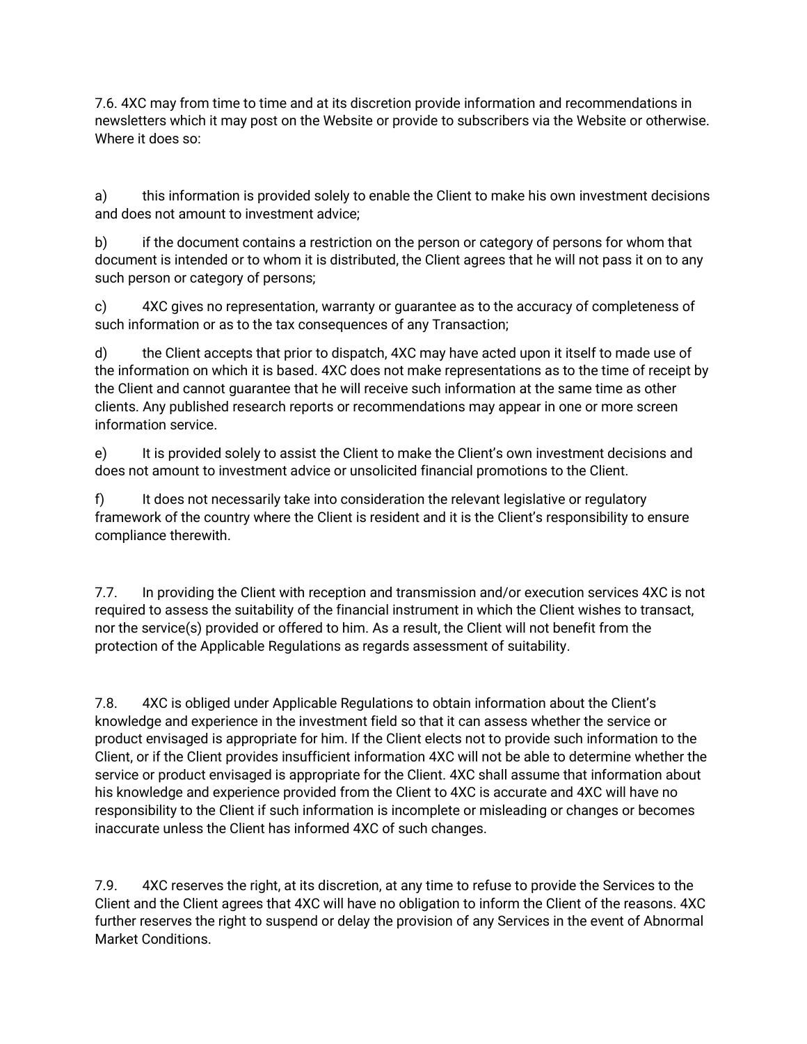7.6. 4XC may from time to time and at its discretion provide information and recommendations in newsletters which it may post on the Website or provide to subscribers via the Website or otherwise. Where it does so:

a) this information is provided solely to enable the Client to make his own investment decisions and does not amount to investment advice;

b) if the document contains a restriction on the person or category of persons for whom that document is intended or to whom it is distributed, the Client agrees that he will not pass it on to any such person or category of persons;

c) 4XC gives no representation, warranty or guarantee as to the accuracy of completeness of such information or as to the tax consequences of any Transaction;

d) the Client accepts that prior to dispatch, 4XC may have acted upon it itself to made use of the information on which it is based. 4XC does not make representations as to the time of receipt by the Client and cannot guarantee that he will receive such information at the same time as other clients. Any published research reports or recommendations may appear in one or more screen information service.

e) It is provided solely to assist the Client to make the Client's own investment decisions and does not amount to investment advice or unsolicited financial promotions to the Client.

f) It does not necessarily take into consideration the relevant legislative or regulatory framework of the country where the Client is resident and it is the Client's responsibility to ensure compliance therewith.

7.7. In providing the Client with reception and transmission and/or execution services 4XC is not required to assess the suitability of the financial instrument in which the Client wishes to transact, nor the service(s) provided or offered to him. As a result, the Client will not benefit from the protection of the Applicable Regulations as regards assessment of suitability.

7.8. 4XC is obliged under Applicable Regulations to obtain information about the Client's knowledge and experience in the investment field so that it can assess whether the service or product envisaged is appropriate for him. If the Client elects not to provide such information to the Client, or if the Client provides insufficient information 4XC will not be able to determine whether the service or product envisaged is appropriate for the Client. 4XC shall assume that information about his knowledge and experience provided from the Client to 4XC is accurate and 4XC will have no responsibility to the Client if such information is incomplete or misleading or changes or becomes inaccurate unless the Client has informed 4XC of such changes.

7.9. 4XC reserves the right, at its discretion, at any time to refuse to provide the Services to the Client and the Client agrees that 4XC will have no obligation to inform the Client of the reasons. 4XC further reserves the right to suspend or delay the provision of any Services in the event of Abnormal Market Conditions.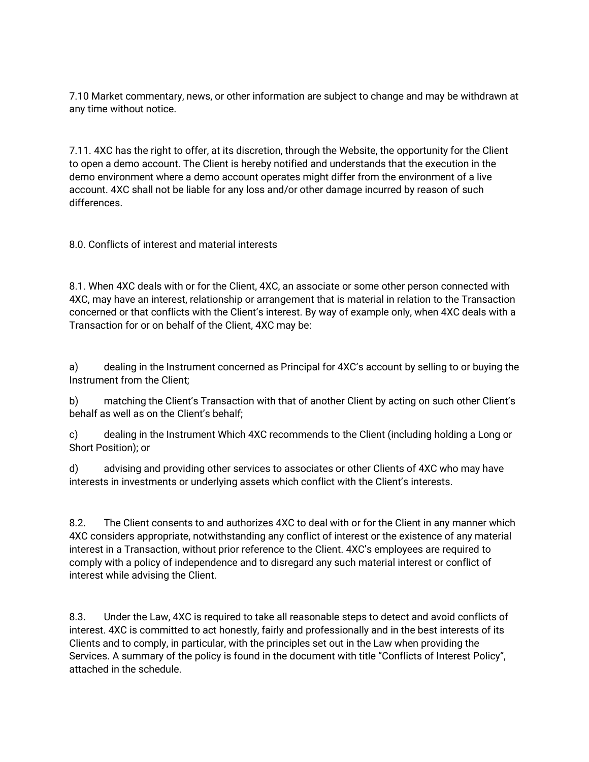7.10 Market commentary, news, or other information are subject to change and may be withdrawn at any time without notice.

7.11. 4XC has the right to offer, at its discretion, through the Website, the opportunity for the Client to open a demo account. The Client is hereby notified and understands that the execution in the demo environment where a demo account operates might differ from the environment of a live account. 4XC shall not be liable for any loss and/or other damage incurred by reason of such differences.

## 8.0. Conflicts of interest and material interests

8.1. When 4XC deals with or for the Client, 4XC, an associate or some other person connected with 4XC, may have an interest, relationship or arrangement that is material in relation to the Transaction concerned or that conflicts with the Client's interest. By way of example only, when 4XC deals with a Transaction for or on behalf of the Client, 4XC may be:

a) dealing in the Instrument concerned as Principal for 4XC's account by selling to or buying the Instrument from the Client;

b) matching the Client's Transaction with that of another Client by acting on such other Client's behalf as well as on the Client's behalf;

c) dealing in the Instrument Which 4XC recommends to the Client (including holding a Long or Short Position); or

d) advising and providing other services to associates or other Clients of 4XC who may have interests in investments or underlying assets which conflict with the Client's interests.

8.2. The Client consents to and authorizes 4XC to deal with or for the Client in any manner which 4XC considers appropriate, notwithstanding any conflict of interest or the existence of any material interest in a Transaction, without prior reference to the Client. 4XC's employees are required to comply with a policy of independence and to disregard any such material interest or conflict of interest while advising the Client.

8.3. Under the Law, 4XC is required to take all reasonable steps to detect and avoid conflicts of interest. 4XC is committed to act honestly, fairly and professionally and in the best interests of its Clients and to comply, in particular, with the principles set out in the Law when providing the Services. A summary of the policy is found in the document with title "Conflicts of Interest Policy", attached in the schedule.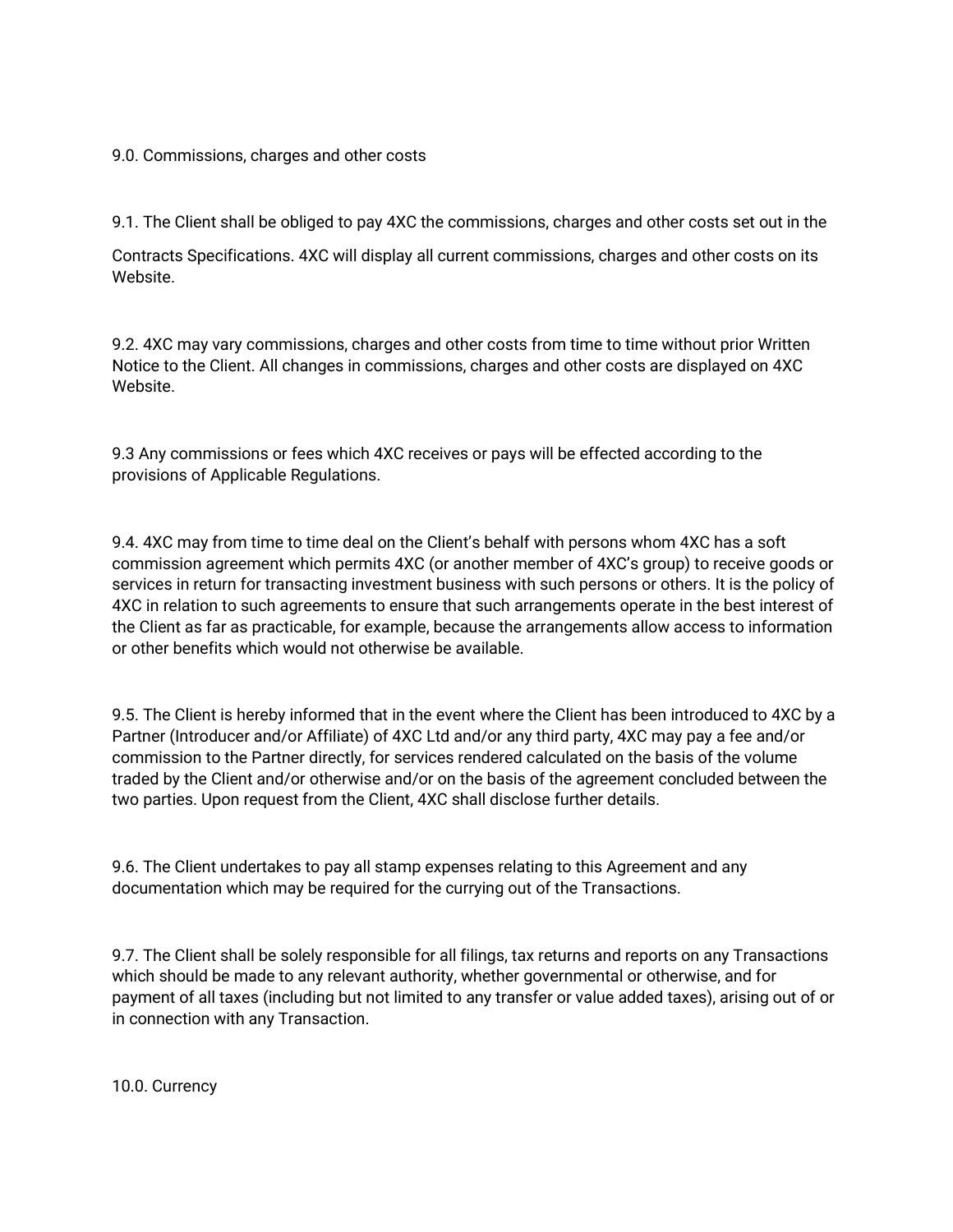## 9.0. Commissions, charges and other costs

9.1. The Client shall be obliged to pay 4XC the commissions, charges and other costs set out in the Contracts Specifications. 4XC will display all current commissions, charges and other costs on its Website.

9.2. 4XC may vary commissions, charges and other costs from time to time without prior Written Notice to the Client. All changes in commissions, charges and other costs are displayed on 4XC Website.

9.3 Any commissions or fees which 4XC receives or pays will be effected according to the provisions of Applicable Regulations.

9.4. 4XC may from time to time deal on the Client's behalf with persons whom 4XC has a soft commission agreement which permits 4XC (or another member of 4XC's group) to receive goods or services in return for transacting investment business with such persons or others. It is the policy of 4XC in relation to such agreements to ensure that such arrangements operate in the best interest of the Client as far as practicable, for example, because the arrangements allow access to information or other benefits which would not otherwise be available.

9.5. The Client is hereby informed that in the event where the Client has been introduced to 4XC by a Partner (Introducer and/or Affiliate) of 4XC Ltd and/or any third party, 4XC may pay a fee and/or commission to the Partner directly, for services rendered calculated on the basis of the volume traded by the Client and/or otherwise and/or on the basis of the agreement concluded between the two parties. Upon request from the Client, 4XC shall disclose further details.

9.6. The Client undertakes to pay all stamp expenses relating to this Agreement and any documentation which may be required for the currying out of the Transactions.

9.7. The Client shall be solely responsible for all filings, tax returns and reports on any Transactions which should be made to any relevant authority, whether governmental or otherwise, and for payment of all taxes (including but not limited to any transfer or value added taxes), arising out of or in connection with any Transaction.

## 10.0. Currency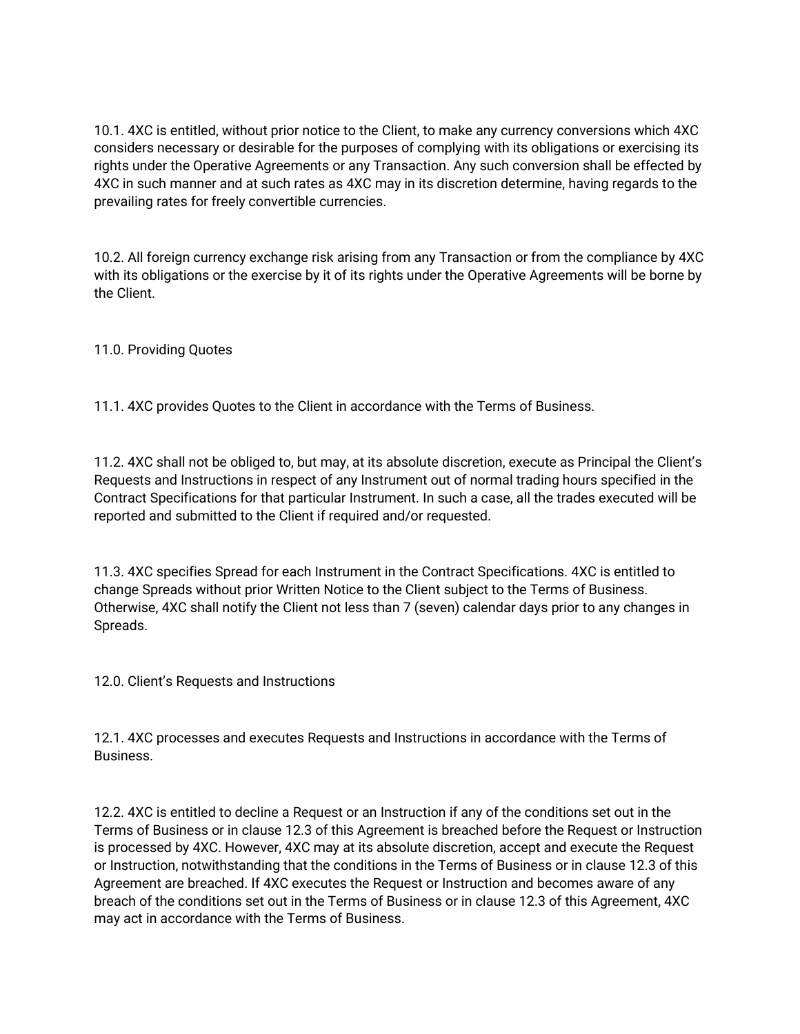10.1. 4XC is entitled, without prior notice to the Client, to make any currency conversions which 4XC considers necessary or desirable for the purposes of complying with its obligations or exercising its rights under the Operative Agreements or any Transaction. Any such conversion shall be effected by 4XC in such manner and at such rates as 4XC may in its discretion determine, having regards to the prevailing rates for freely convertible currencies.

10.2. All foreign currency exchange risk arising from any Transaction or from the compliance by 4XC with its obligations or the exercise by it of its rights under the Operative Agreements will be borne by the Client.

## 11.0. Providing Quotes

11.1. 4XC provides Quotes to the Client in accordance with the Terms of Business.

11.2. 4XC shall not be obliged to, but may, at its absolute discretion, execute as Principal the Client's Requests and Instructions in respect of any Instrument out of normal trading hours specified in the Contract Specifications for that particular Instrument. In such a case, all the trades executed will be reported and submitted to the Client if required and/or requested.

11.3. 4XC specifies Spread for each Instrument in the Contract Specifications. 4XC is entitled to change Spreads without prior Written Notice to the Client subject to the Terms of Business. Otherwise, 4XC shall notify the Client not less than 7 (seven) calendar days prior to any changes in Spreads.

## 12.0. Client's Requests and Instructions

12.1. 4XC processes and executes Requests and Instructions in accordance with the Terms of Business.

12.2. 4XC is entitled to decline a Request or an Instruction if any of the conditions set out in the Terms of Business or in clause 12.3 of this Agreement is breached before the Request or Instruction is processed by 4XC. However, 4XC may at its absolute discretion, accept and execute the Request or Instruction, notwithstanding that the conditions in the Terms of Business or in clause 12.3 of this Agreement are breached. If 4XC executes the Request or Instruction and becomes aware of any breach of the conditions set out in the Terms of Business or in clause 12.3 of this Agreement, 4XC may act in accordance with the Terms of Business.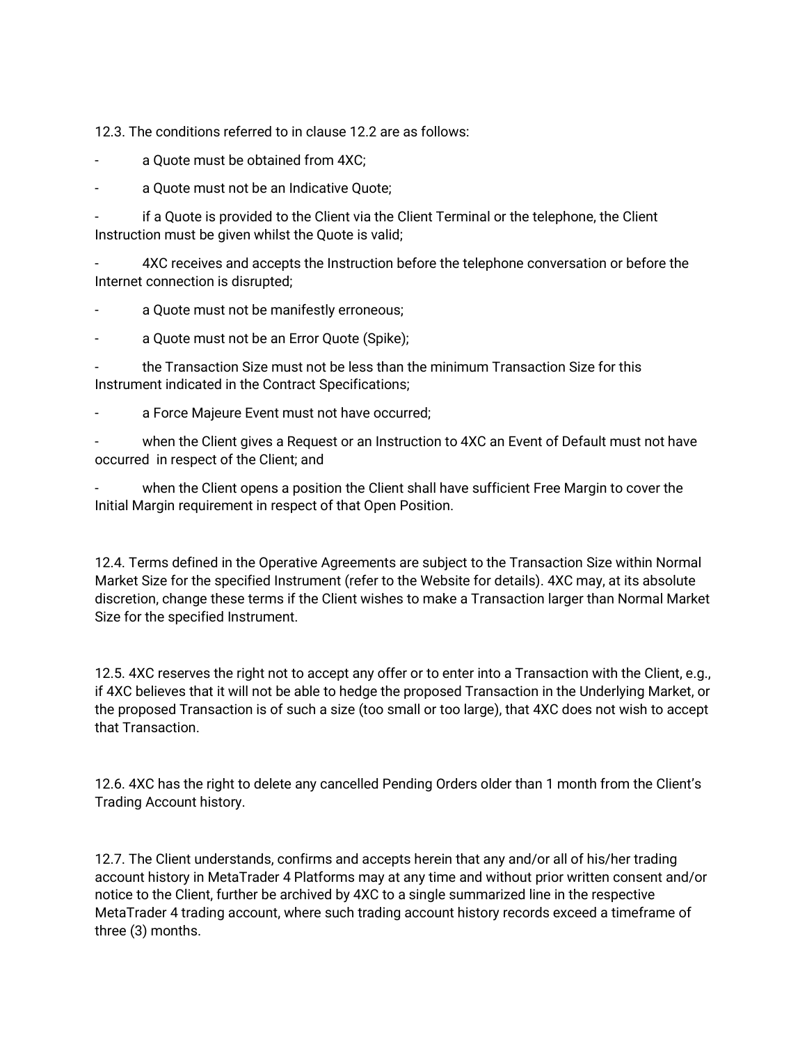12.3. The conditions referred to in clause 12.2 are as follows:

- a Quote must be obtained from 4XC;
- a Quote must not be an Indicative Quote;
- if a Quote is provided to the Client via the Client Terminal or the telephone, the Client Instruction must be given whilst the Quote is valid;
- 4XC receives and accepts the Instruction before the telephone conversation or before the Internet connection is disrupted;
- a Quote must not be manifestly erroneous;
- a Quote must not be an Error Quote (Spike);
- the Transaction Size must not be less than the minimum Transaction Size for this Instrument indicated in the Contract Specifications;
- a Force Majeure Event must not have occurred;
- when the Client gives a Request or an Instruction to 4XC an Event of Default must not have occurred in respect of the Client; and
- when the Client opens a position the Client shall have sufficient Free Margin to cover the Initial Margin requirement in respect of that Open Position.

12.4. Terms defined in the Operative Agreements are subject to the Transaction Size within Normal Market Size for the specified Instrument (refer to the Website for details). 4XC may, at its absolute discretion, change these terms if the Client wishes to make a Transaction larger than Normal Market Size for the specified Instrument.

12.5. 4XC reserves the right not to accept any offer or to enter into a Transaction with the Client, e.g., if 4XC believes that it will not be able to hedge the proposed Transaction in the Underlying Market, or the proposed Transaction is of such a size (too small or too large), that 4XC does not wish to accept that Transaction.

12.6. 4XC has the right to delete any cancelled Pending Orders older than 1 month from the Client's Trading Account history.

12.7. The Client understands, confirms and accepts herein that any and/or all of his/her trading account history in MetaTrader 4 Platforms may at any time and without prior written consent and/or notice to the Client, further be archived by 4XC to a single summarized line in the respective MetaTrader 4 trading account, where such trading account history records exceed a timeframe of three (3) months.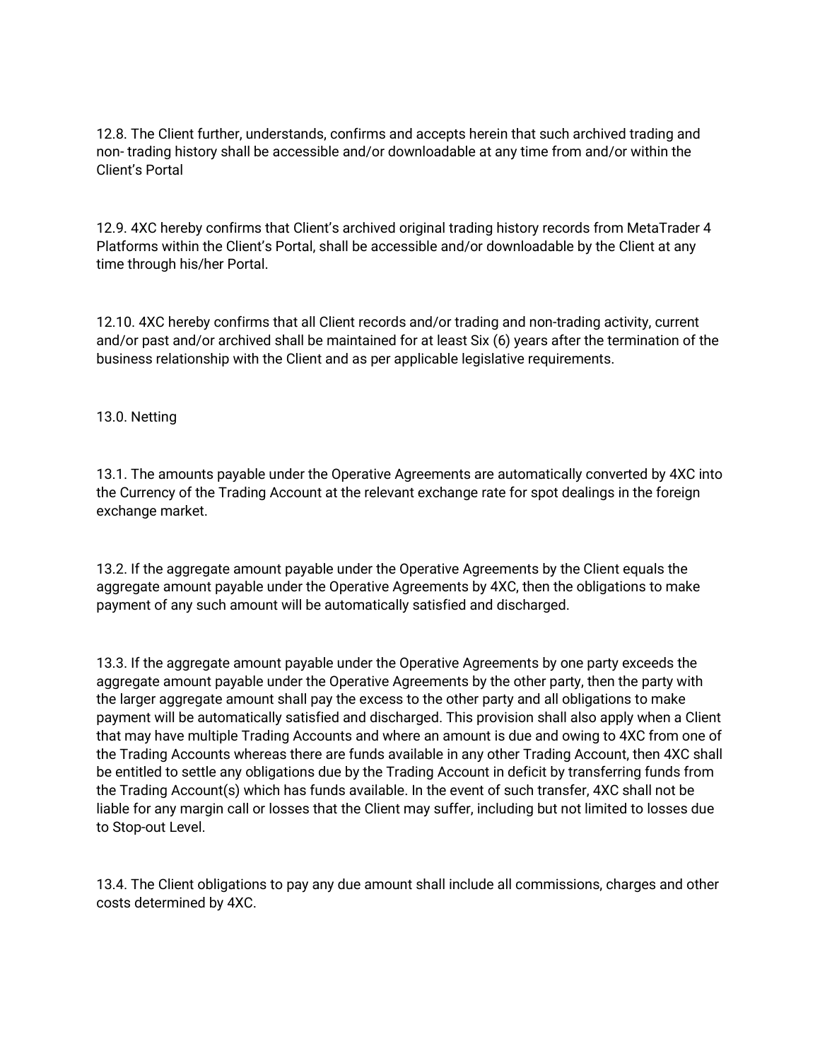12.8. The Client further, understands, confirms and accepts herein that such archived trading and non- trading history shall be accessible and/or downloadable at any time from and/or within the Client's Portal

12.9. 4XC hereby confirms that Client's archived original trading history records from MetaTrader 4 Platforms within the Client's Portal, shall be accessible and/or downloadable by the Client at any time through his/her Portal.

12.10. 4XC hereby confirms that all Client records and/or trading and non-trading activity, current and/or past and/or archived shall be maintained for at least Six (6) years after the termination of the business relationship with the Client and as per applicable legislative requirements.

## 13.0. Netting

13.1. The amounts payable under the Operative Agreements are automatically converted by 4XC into the Currency of the Trading Account at the relevant exchange rate for spot dealings in the foreign exchange market.

13.2. If the aggregate amount payable under the Operative Agreements by the Client equals the aggregate amount payable under the Operative Agreements by 4XC, then the obligations to make payment of any such amount will be automatically satisfied and discharged.

13.3. If the aggregate amount payable under the Operative Agreements by one party exceeds the aggregate amount payable under the Operative Agreements by the other party, then the party with the larger aggregate amount shall pay the excess to the other party and all obligations to make payment will be automatically satisfied and discharged. This provision shall also apply when a Client that may have multiple Trading Accounts and where an amount is due and owing to 4XC from one of the Trading Accounts whereas there are funds available in any other Trading Account, then 4XC shall be entitled to settle any obligations due by the Trading Account in deficit by transferring funds from the Trading Account(s) which has funds available. In the event of such transfer, 4XC shall not be liable for any margin call or losses that the Client may suffer, including but not limited to losses due to Stop-out Level.

13.4. The Client obligations to pay any due amount shall include all commissions, charges and other costs determined by 4XC.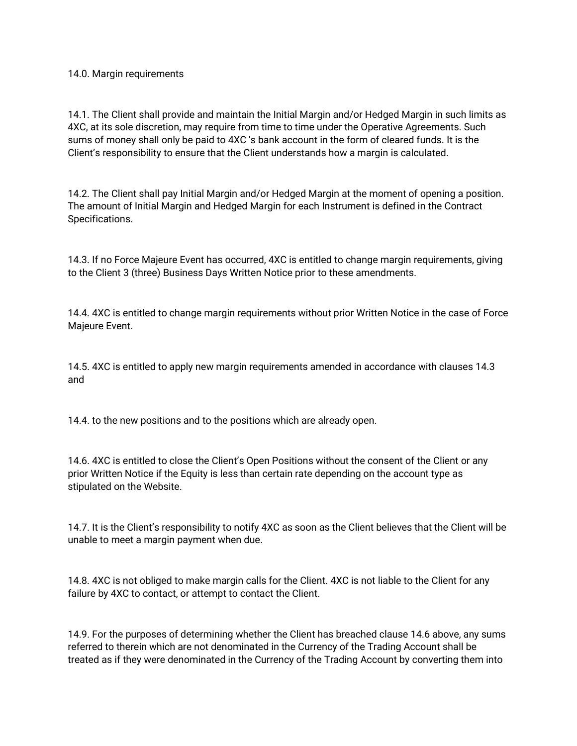## 14.0. Margin requirements

14.1. The Client shall provide and maintain the Initial Margin and/or Hedged Margin in such limits as 4XC, at its sole discretion, may require from time to time under the Operative Agreements. Such sums of money shall only be paid to 4XC 's bank account in the form of cleared funds. It is the Client's responsibility to ensure that the Client understands how a margin is calculated.

14.2. The Client shall pay Initial Margin and/or Hedged Margin at the moment of opening a position. The amount of Initial Margin and Hedged Margin for each Instrument is defined in the Contract Specifications.

14.3. If no Force Majeure Event has occurred, 4XC is entitled to change margin requirements, giving to the Client 3 (three) Business Days Written Notice prior to these amendments.

14.4. 4XC is entitled to change margin requirements without prior Written Notice in the case of Force Majeure Event.

14.5. 4XC is entitled to apply new margin requirements amended in accordance with clauses 14.3 and

14.4. to the new positions and to the positions which are already open.

14.6. 4XC is entitled to close the Client's Open Positions without the consent of the Client or any prior Written Notice if the Equity is less than certain rate depending on the account type as stipulated on the Website.

14.7. It is the Client's responsibility to notify 4XC as soon as the Client believes that the Client will be unable to meet a margin payment when due.

14.8. 4XC is not obliged to make margin calls for the Client. 4XC is not liable to the Client for any failure by 4XC to contact, or attempt to contact the Client.

14.9. For the purposes of determining whether the Client has breached clause 14.6 above, any sums referred to therein which are not denominated in the Currency of the Trading Account shall be treated as if they were denominated in the Currency of the Trading Account by converting them into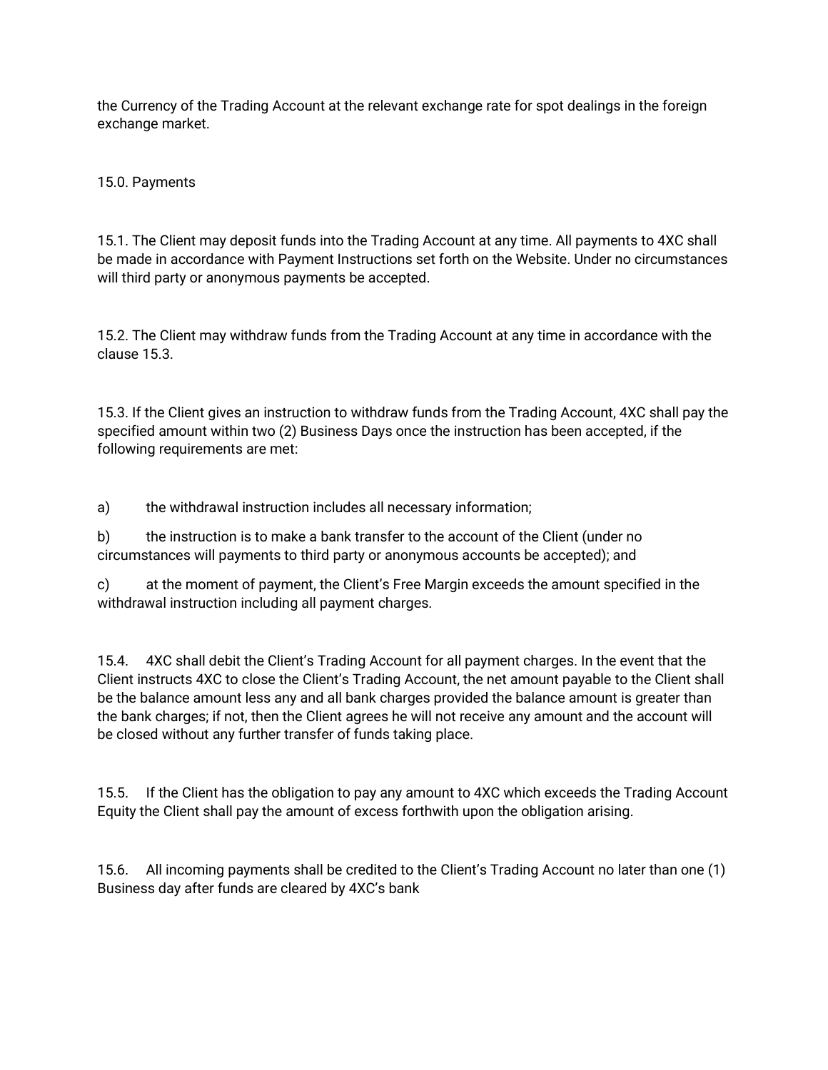the Currency of the Trading Account at the relevant exchange rate for spot dealings in the foreign exchange market.

## 15.0. Payments

15.1. The Client may deposit funds into the Trading Account at any time. All payments to 4XC shall be made in accordance with Payment Instructions set forth on the Website. Under no circumstances will third party or anonymous payments be accepted.

15.2. The Client may withdraw funds from the Trading Account at any time in accordance with the clause 15.3.

15.3. If the Client gives an instruction to withdraw funds from the Trading Account, 4XC shall pay the specified amount within two (2) Business Days once the instruction has been accepted, if the following requirements are met:

a) the withdrawal instruction includes all necessary information;

b) the instruction is to make a bank transfer to the account of the Client (under no circumstances will payments to third party or anonymous accounts be accepted); and

c) at the moment of payment, the Client's Free Margin exceeds the amount specified in the withdrawal instruction including all payment charges.

15.4. 4XC shall debit the Client's Trading Account for all payment charges. In the event that the Client instructs 4XC to close the Client's Trading Account, the net amount payable to the Client shall be the balance amount less any and all bank charges provided the balance amount is greater than the bank charges; if not, then the Client agrees he will not receive any amount and the account will be closed without any further transfer of funds taking place.

15.5. If the Client has the obligation to pay any amount to 4XC which exceeds the Trading Account Equity the Client shall pay the amount of excess forthwith upon the obligation arising.

15.6. All incoming payments shall be credited to the Client's Trading Account no later than one (1) Business day after funds are cleared by 4XC's bank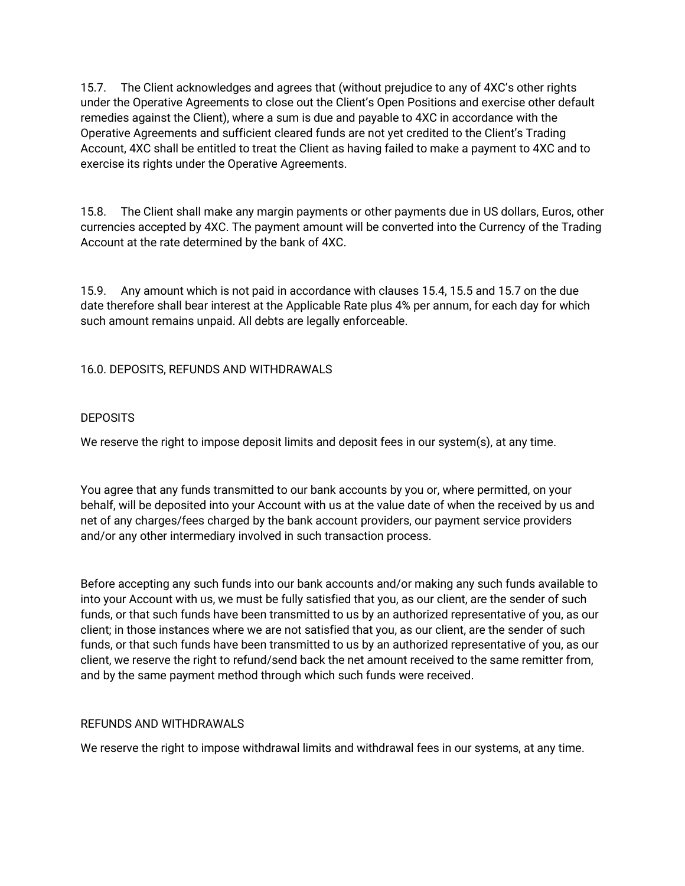15.7. The Client acknowledges and agrees that (without prejudice to any of 4XC's other rights under the Operative Agreements to close out the Client's Open Positions and exercise other default remedies against the Client), where a sum is due and payable to 4XC in accordance with the Operative Agreements and sufficient cleared funds are not yet credited to the Client's Trading Account, 4XC shall be entitled to treat the Client as having failed to make a payment to 4XC and to exercise its rights under the Operative Agreements.

15.8. The Client shall make any margin payments or other payments due in US dollars, Euros, other currencies accepted by 4XC. The payment amount will be converted into the Currency of the Trading Account at the rate determined by the bank of 4XC.

15.9. Any amount which is not paid in accordance with clauses 15.4, 15.5 and 15.7 on the due date therefore shall bear interest at the Applicable Rate plus 4% per annum, for each day for which such amount remains unpaid. All debts are legally enforceable.

## 16.0. DEPOSITS, REFUNDS AND WITHDRAWALS

### DEPOSITS

We reserve the right to impose deposit limits and deposit fees in our system(s), at any time.

You agree that any funds transmitted to our bank accounts by you or, where permitted, on your behalf, will be deposited into your Account with us at the value date of when the received by us and net of any charges/fees charged by the bank account providers, our payment service providers and/or any other intermediary involved in such transaction process.

Before accepting any such funds into our bank accounts and/or making any such funds available to into your Account with us, we must be fully satisfied that you, as our client, are the sender of such funds, or that such funds have been transmitted to us by an authorized representative of you, as our client; in those instances where we are not satisfied that you, as our client, are the sender of such funds, or that such funds have been transmitted to us by an authorized representative of you, as our client, we reserve the right to refund/send back the net amount received to the same remitter from, and by the same payment method through which such funds were received.

### REFUNDS AND WITHDRAWALS

We reserve the right to impose withdrawal limits and withdrawal fees in our systems, at any time.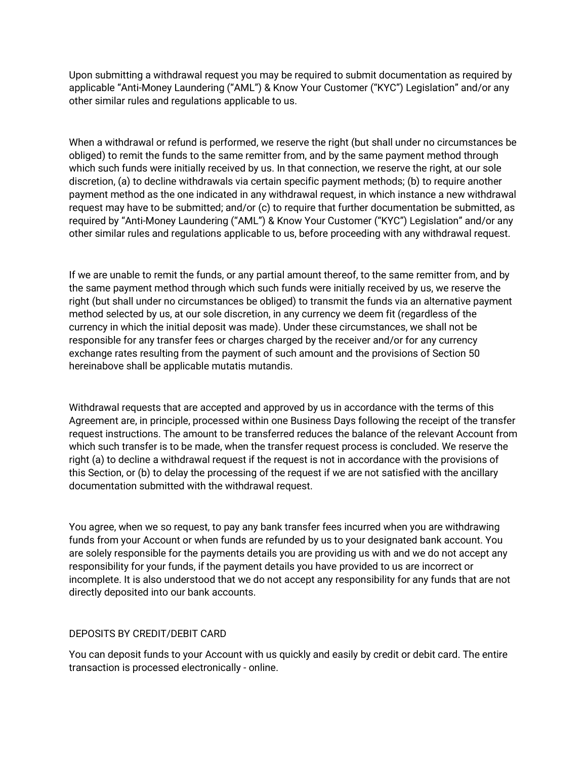Upon submitting a withdrawal request you may be required to submit documentation as required by applicable "Anti-Money Laundering ("AML") & Know Your Customer ("KYC") Legislation" and/or any other similar rules and regulations applicable to us.

When a withdrawal or refund is performed, we reserve the right (but shall under no circumstances be obliged) to remit the funds to the same remitter from, and by the same payment method through which such funds were initially received by us. In that connection, we reserve the right, at our sole discretion, (a) to decline withdrawals via certain specific payment methods; (b) to require another payment method as the one indicated in any withdrawal request, in which instance a new withdrawal request may have to be submitted; and/or (c) to require that further documentation be submitted, as required by "Anti-Money Laundering ("AML") & Know Your Customer ("KYC") Legislation" and/or any other similar rules and regulations applicable to us, before proceeding with any withdrawal request.

If we are unable to remit the funds, or any partial amount thereof, to the same remitter from, and by the same payment method through which such funds were initially received by us, we reserve the right (but shall under no circumstances be obliged) to transmit the funds via an alternative payment method selected by us, at our sole discretion, in any currency we deem fit (regardless of the currency in which the initial deposit was made). Under these circumstances, we shall not be responsible for any transfer fees or charges charged by the receiver and/or for any currency exchange rates resulting from the payment of such amount and the provisions of Section 50 hereinabove shall be applicable mutatis mutandis.

Withdrawal requests that are accepted and approved by us in accordance with the terms of this Agreement are, in principle, processed within one Business Days following the receipt of the transfer request instructions. The amount to be transferred reduces the balance of the relevant Account from which such transfer is to be made, when the transfer request process is concluded. We reserve the right (a) to decline a withdrawal request if the request is not in accordance with the provisions of this Section, or (b) to delay the processing of the request if we are not satisfied with the ancillary documentation submitted with the withdrawal request.

You agree, when we so request, to pay any bank transfer fees incurred when you are withdrawing funds from your Account or when funds are refunded by us to your designated bank account. You are solely responsible for the payments details you are providing us with and we do not accept any responsibility for your funds, if the payment details you have provided to us are incorrect or incomplete. It is also understood that we do not accept any responsibility for any funds that are not directly deposited into our bank accounts.

DEPOSITS BY CREDIT/DEBIT CARD

You can deposit funds to your Account with us quickly and easily by credit or debit card. The entire transaction is processed electronically - online.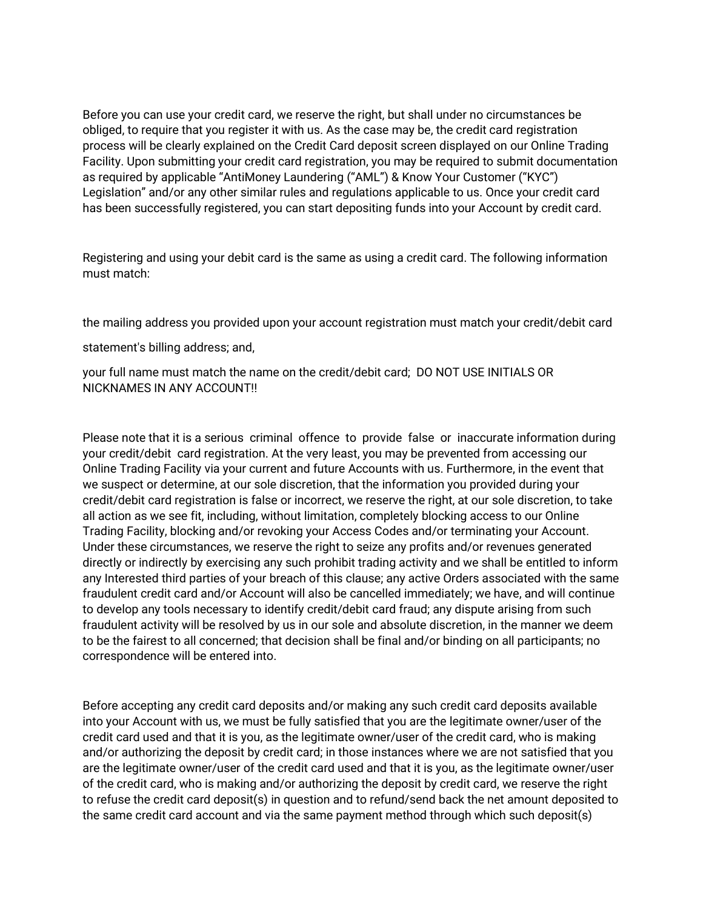Before you can use your credit card, we reserve the right, but shall under no circumstances be obliged, to require that you register it with us. As the case may be, the credit card registration process will be clearly explained on the Credit Card deposit screen displayed on our Online Trading Facility. Upon submitting your credit card registration, you may be required to submit documentation as required by applicable “AntiMoney Laundering (“AML”) & Know Your Customer (“KYC”) Legislation” and/or any other similar rules and regulations applicable to us. Once your credit card has been successfully registered, you can start depositing funds into your Account by credit card.

Registering and using your debit card is the same as using a credit card. The following information must match:

the mailing address you provided upon your account registration must match your credit/debit card

statement's billing address; and,

your full name must match the name on the credit/debit card; DO NOT USE INITIALS OR NICKNAMES IN ANY ACCOUNT!!

Please note that it is a serious criminal offence to provide false or inaccurate information during your credit/debit card registration. At the very least, you may be prevented from accessing our Online Trading Facility via your current and future Accounts with us. Furthermore, in the event that we suspect or determine, at our sole discretion, that the information you provided during your credit/debit card registration is false or incorrect, we reserve the right, at our sole discretion, to take all action as we see fit, including, without limitation, completely blocking access to our Online Trading Facility, blocking and/or revoking your Access Codes and/or terminating your Account. Under these circumstances, we reserve the right to seize any profits and/or revenues generated directly or indirectly by exercising any such prohibit trading activity and we shall be entitled to inform any Interested third parties of your breach of this clause; any active Orders associated with the same fraudulent credit card and/or Account will also be cancelled immediately; we have, and will continue to develop any tools necessary to identify credit/debit card fraud; any dispute arising from such fraudulent activity will be resolved by us in our sole and absolute discretion, in the manner we deem to be the fairest to all concerned; that decision shall be final and/or binding on all participants; no correspondence will be entered into.

Before accepting any credit card deposits and/or making any such credit card deposits available into your Account with us, we must be fully satisfied that you are the legitimate owner/user of the credit card used and that it is you, as the legitimate owner/user of the credit card, who is making and/or authorizing the deposit by credit card; in those instances where we are not satisfied that you are the legitimate owner/user of the credit card used and that it is you, as the legitimate owner/user of the credit card, who is making and/or authorizing the deposit by credit card, we reserve the right to refuse the credit card deposit(s) in question and to refund/send back the net amount deposited to the same credit card account and via the same payment method through which such deposit(s)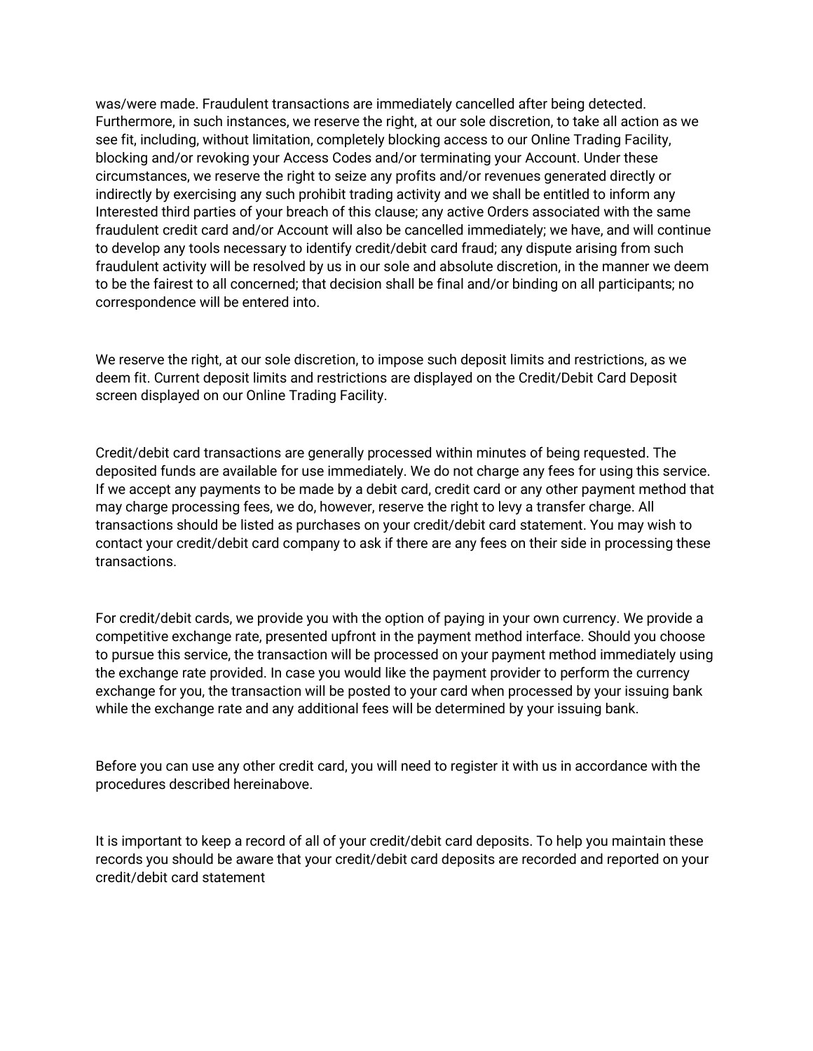was/were made. Fraudulent transactions are immediately cancelled after being detected. Furthermore, in such instances, we reserve the right, at our sole discretion, to take all action as we see fit, including, without limitation, completely blocking access to our Online Trading Facility, blocking and/or revoking your Access Codes and/or terminating your Account. Under these circumstances, we reserve the right to seize any profits and/or revenues generated directly or indirectly by exercising any such prohibit trading activity and we shall be entitled to inform any Interested third parties of your breach of this clause; any active Orders associated with the same fraudulent credit card and/or Account will also be cancelled immediately; we have, and will continue to develop any tools necessary to identify credit/debit card fraud; any dispute arising from such fraudulent activity will be resolved by us in our sole and absolute discretion, in the manner we deem to be the fairest to all concerned; that decision shall be final and/or binding on all participants; no correspondence will be entered into.

We reserve the right, at our sole discretion, to impose such deposit limits and restrictions, as we deem fit. Current deposit limits and restrictions are displayed on the Credit/Debit Card Deposit screen displayed on our Online Trading Facility.

Credit/debit card transactions are generally processed within minutes of being requested. The deposited funds are available for use immediately. We do not charge any fees for using this service. If we accept any payments to be made by a debit card, credit card or any other payment method that may charge processing fees, we do, however, reserve the right to levy a transfer charge. All transactions should be listed as purchases on your credit/debit card statement. You may wish to contact your credit/debit card company to ask if there are any fees on their side in processing these transactions.

For credit/debit cards, we provide you with the option of paying in your own currency. We provide a competitive exchange rate, presented upfront in the payment method interface. Should you choose to pursue this service, the transaction will be processed on your payment method immediately using the exchange rate provided. In case you would like the payment provider to perform the currency exchange for you, the transaction will be posted to your card when processed by your issuing bank while the exchange rate and any additional fees will be determined by your issuing bank.

Before you can use any other credit card, you will need to register it with us in accordance with the procedures described hereinabove.

It is important to keep a record of all of your credit/debit card deposits. To help you maintain these records you should be aware that your credit/debit card deposits are recorded and reported on your credit/debit card statement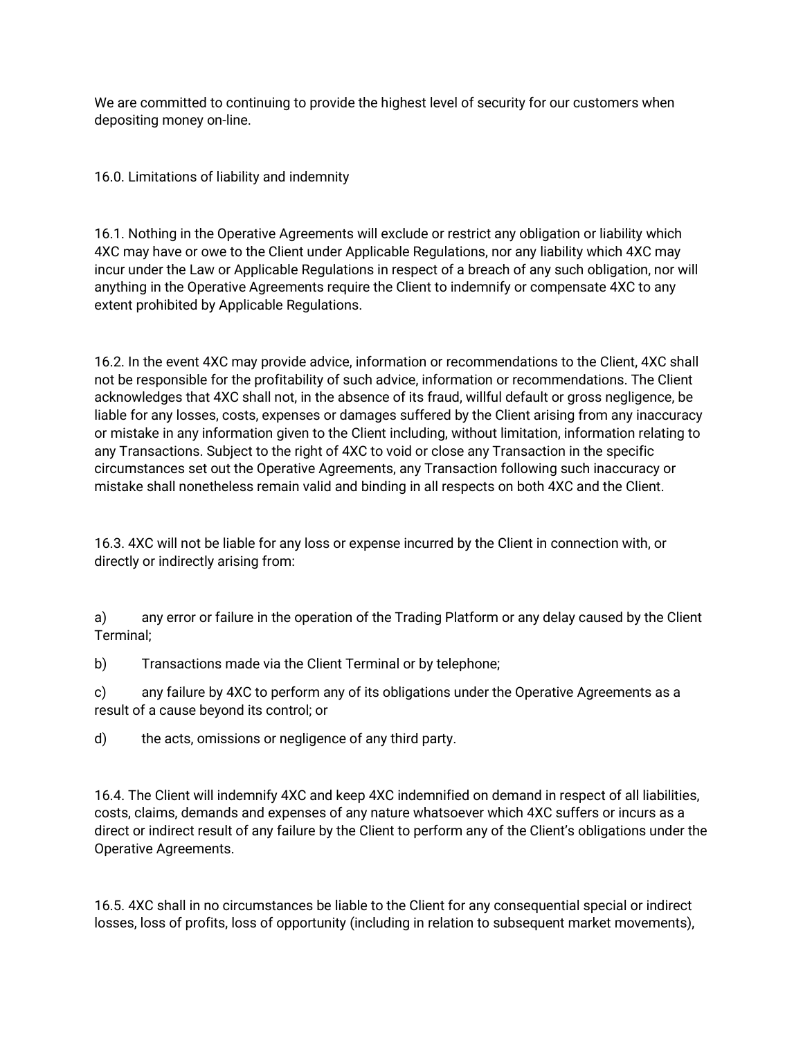We are committed to continuing to provide the highest level of security for our customers when depositing money on-line.

## 16.0. Limitations of liability and indemnity

16.1. Nothing in the Operative Agreements will exclude or restrict any obligation or liability which 4XC may have or owe to the Client under Applicable Regulations, nor any liability which 4XC may incur under the Law or Applicable Regulations in respect of a breach of any such obligation, nor will anything in the Operative Agreements require the Client to indemnify or compensate 4XC to any extent prohibited by Applicable Regulations.

16.2. In the event 4XC may provide advice, information or recommendations to the Client, 4XC shall not be responsible for the profitability of such advice, information or recommendations. The Client acknowledges that 4XC shall not, in the absence of its fraud, willful default or gross negligence, be liable for any losses, costs, expenses or damages suffered by the Client arising from any inaccuracy or mistake in any information given to the Client including, without limitation, information relating to any Transactions. Subject to the right of 4XC to void or close any Transaction in the specific circumstances set out the Operative Agreements, any Transaction following such inaccuracy or mistake shall nonetheless remain valid and binding in all respects on both 4XC and the Client.

16.3. 4XC will not be liable for any loss or expense incurred by the Client in connection with, or directly or indirectly arising from:

a) any error or failure in the operation of the Trading Platform or any delay caused by the Client Terminal;

b) Transactions made via the Client Terminal or by telephone;

c) any failure by 4XC to perform any of its obligations under the Operative Agreements as a result of a cause beyond its control; or

d) the acts, omissions or negligence of any third party.

16.4. The Client will indemnify 4XC and keep 4XC indemnified on demand in respect of all liabilities, costs, claims, demands and expenses of any nature whatsoever which 4XC suffers or incurs as a direct or indirect result of any failure by the Client to perform any of the Client's obligations under the Operative Agreements.

16.5. 4XC shall in no circumstances be liable to the Client for any consequential special or indirect losses, loss of profits, loss of opportunity (including in relation to subsequent market movements),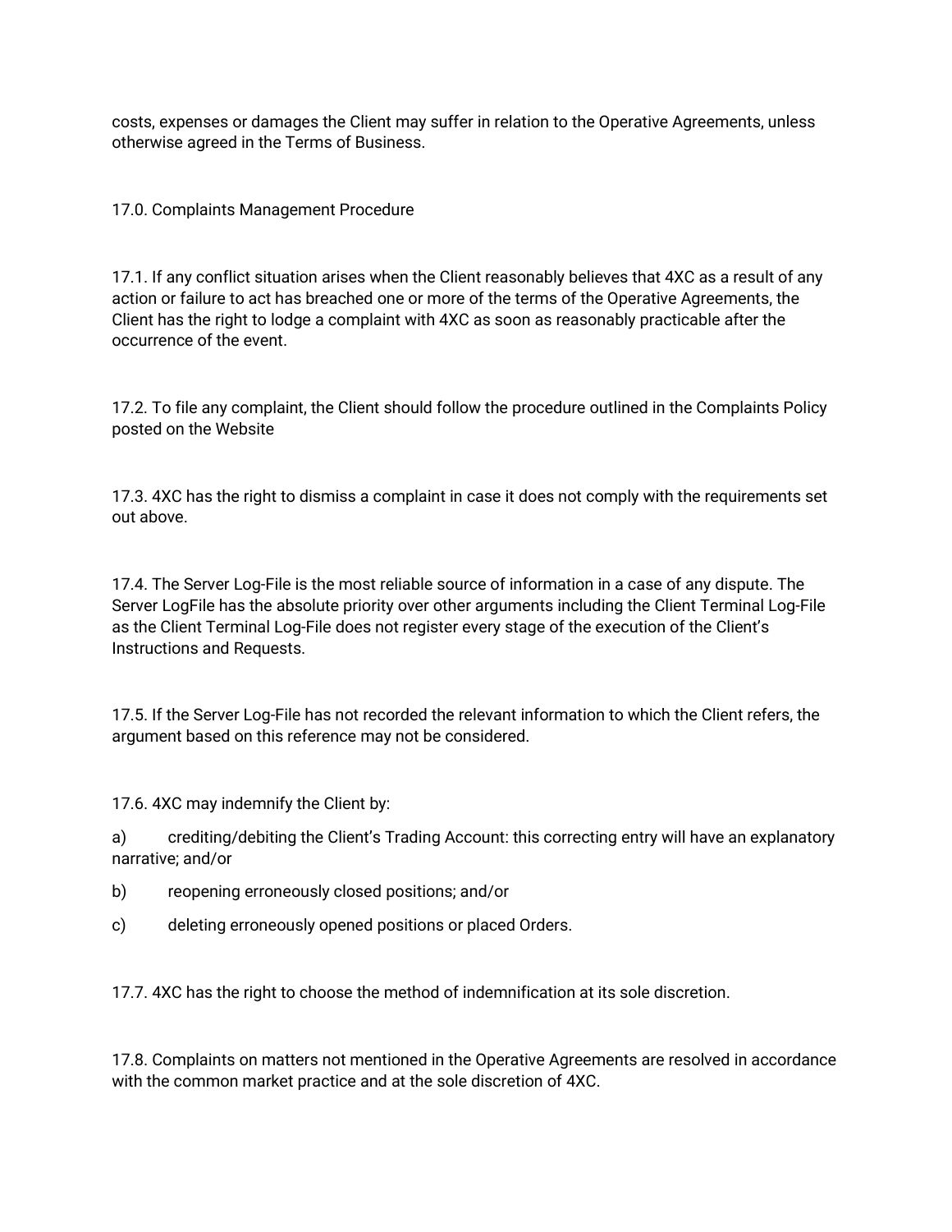costs, expenses or damages the Client may suffer in relation to the Operative Agreements, unless otherwise agreed in the Terms of Business.

## 17.0. Complaints Management Procedure

17.1. If any conflict situation arises when the Client reasonably believes that 4XC as a result of any action or failure to act has breached one or more of the terms of the Operative Agreements, the Client has the right to lodge a complaint with 4XC as soon as reasonably practicable after the occurrence of the event.

17.2. To file any complaint, the Client should follow the procedure outlined in the Complaints Policy posted on the Website

17.3. 4XC has the right to dismiss a complaint in case it does not comply with the requirements set out above.

17.4. The Server Log-File is the most reliable source of information in a case of any dispute. The Server LogFile has the absolute priority over other arguments including the Client Terminal Log-File as the Client Terminal Log-File does not register every stage of the execution of the Client's Instructions and Requests.

17.5. If the Server Log-File has not recorded the relevant information to which the Client refers, the argument based on this reference may not be considered.

17.6. 4XC may indemnify the Client by:

a) crediting/debiting the Client's Trading Account: this correcting entry will have an explanatory narrative; and/or

b) reopening erroneously closed positions; and/or

c) deleting erroneously opened positions or placed Orders.

17.7. 4XC has the right to choose the method of indemnification at its sole discretion.

17.8. Complaints on matters not mentioned in the Operative Agreements are resolved in accordance with the common market practice and at the sole discretion of 4XC.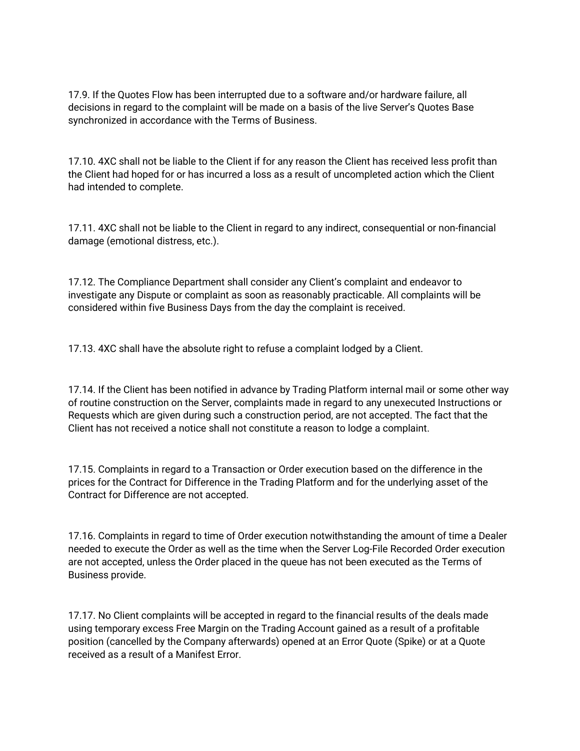17.9. If the Quotes Flow has been interrupted due to a software and/or hardware failure, all decisions in regard to the complaint will be made on a basis of the live Server's Quotes Base synchronized in accordance with the Terms of Business.

17.10. 4XC shall not be liable to the Client if for any reason the Client has received less profit than the Client had hoped for or has incurred a loss as a result of uncompleted action which the Client had intended to complete.

17.11. 4XC shall not be liable to the Client in regard to any indirect, consequential or non-financial damage (emotional distress, etc.).

17.12. The Compliance Department shall consider any Client's complaint and endeavor to investigate any Dispute or complaint as soon as reasonably practicable. All complaints will be considered within five Business Days from the day the complaint is received.

17.13. 4XC shall have the absolute right to refuse a complaint lodged by a Client.

17.14. If the Client has been notified in advance by Trading Platform internal mail or some other way of routine construction on the Server, complaints made in regard to any unexecuted Instructions or Requests which are given during such a construction period, are not accepted. The fact that the Client has not received a notice shall not constitute a reason to lodge a complaint.

17.15. Complaints in regard to a Transaction or Order execution based on the difference in the prices for the Contract for Difference in the Trading Platform and for the underlying asset of the Contract for Difference are not accepted.

17.16. Complaints in regard to time of Order execution notwithstanding the amount of time a Dealer needed to execute the Order as well as the time when the Server Log-File Recorded Order execution are not accepted, unless the Order placed in the queue has not been executed as the Terms of Business provide.

17.17. No Client complaints will be accepted in regard to the financial results of the deals made using temporary excess Free Margin on the Trading Account gained as a result of a profitable position (cancelled by the Company afterwards) opened at an Error Quote (Spike) or at a Quote received as a result of a Manifest Error.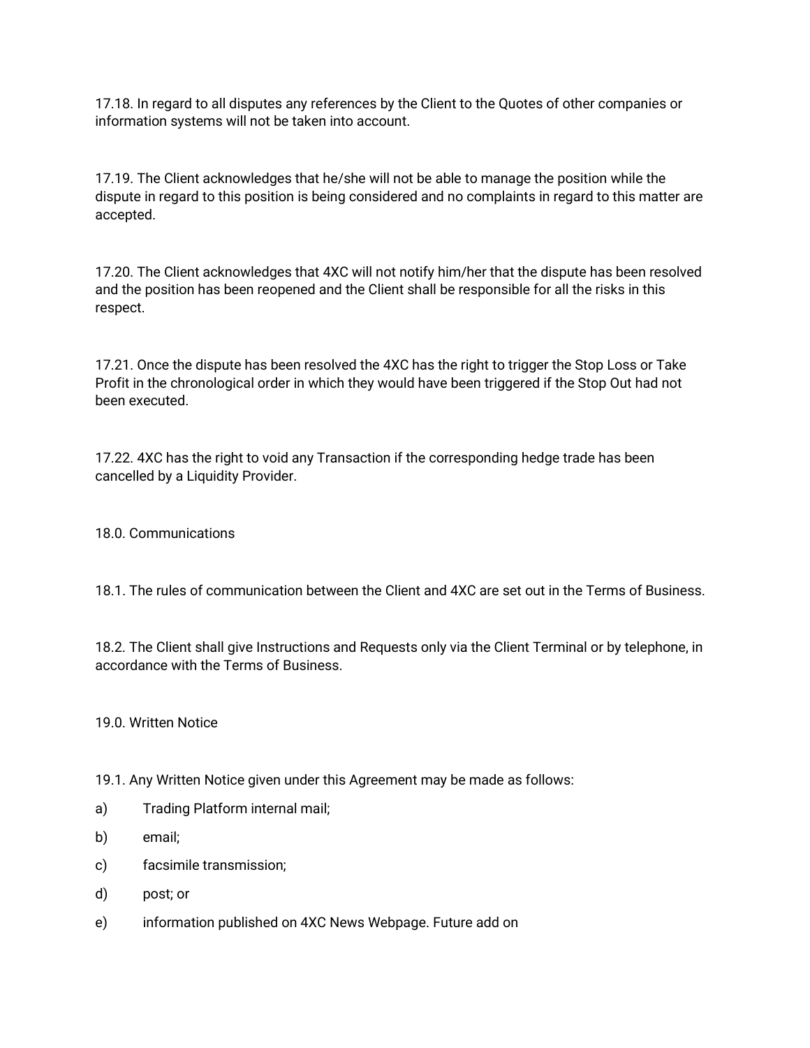17.18. In regard to all disputes any references by the Client to the Quotes of other companies or information systems will not be taken into account.

17.19. The Client acknowledges that he/she will not be able to manage the position while the dispute in regard to this position is being considered and no complaints in regard to this matter are accepted.

17.20. The Client acknowledges that 4XC will not notify him/her that the dispute has been resolved and the position has been reopened and the Client shall be responsible for all the risks in this respect.

17.21. Once the dispute has been resolved the 4XC has the right to trigger the Stop Loss or Take Profit in the chronological order in which they would have been triggered if the Stop Out had not been executed.

17.22. 4XC has the right to void any Transaction if the corresponding hedge trade has been cancelled by a Liquidity Provider.

## 18.0. Communications

18.1. The rules of communication between the Client and 4XC are set out in the Terms of Business.

18.2. The Client shall give Instructions and Requests only via the Client Terminal or by telephone, in accordance with the Terms of Business.

## 19.0. Written Notice

19.1. Any Written Notice given under this Agreement may be made as follows:

a) Trading Platform internal mail;

b) email;

c) facsimile transmission;

d) post; or

e) information published on 4XC News Webpage. Future add on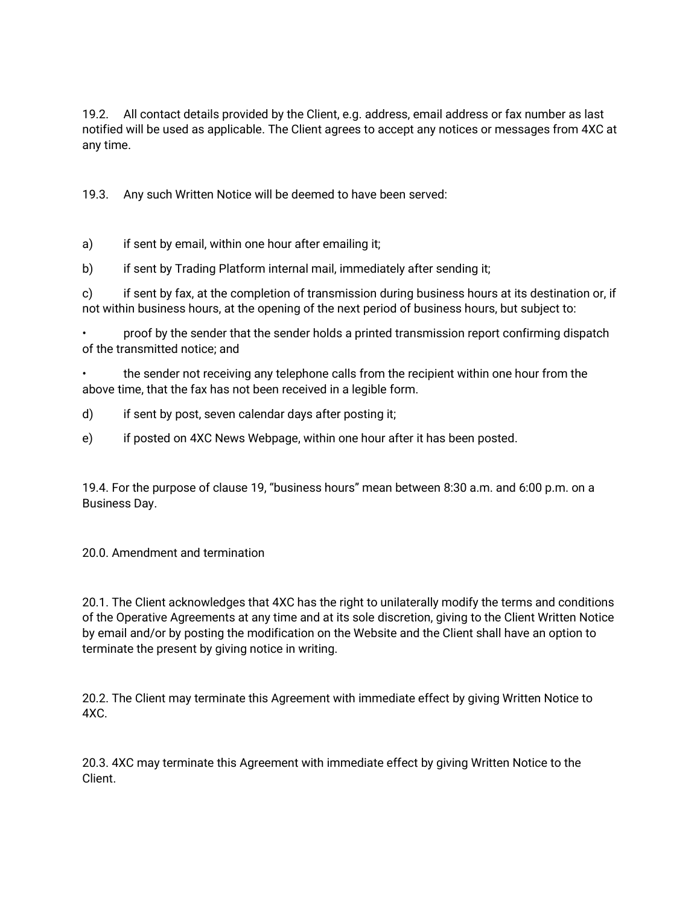19.2. All contact details provided by the Client, e.g. address, email address or fax number as last notified will be used as applicable. The Client agrees to accept any notices or messages from 4XC at any time.

19.3. Any such Written Notice will be deemed to have been served:

a) if sent by email, within one hour after emailing it;

b) if sent by Trading Platform internal mail, immediately after sending it;

c) if sent by fax, at the completion of transmission during business hours at its destination or, if not within business hours, at the opening of the next period of business hours, but subject to:

- proof by the sender that the sender holds a printed transmission report confirming dispatch of the transmitted notice; and
- the sender not receiving any telephone calls from the recipient within one hour from the above time, that the fax has not been received in a legible form.

d) if sent by post, seven calendar days after posting it;

e) if posted on 4XC News Webpage, within one hour after it has been posted.

19.4. For the purpose of clause 19, "business hours" mean between 8:30 a.m. and 6:00 p.m. on a Business Day.

## 20.0. Amendment and termination

20.1. The Client acknowledges that 4XC has the right to unilaterally modify the terms and conditions of the Operative Agreements at any time and at its sole discretion, giving to the Client Written Notice by email and/or by posting the modification on the Website and the Client shall have an option to terminate the present by giving notice in writing.

20.2. The Client may terminate this Agreement with immediate effect by giving Written Notice to 4XC.

20.3. 4XC may terminate this Agreement with immediate effect by giving Written Notice to the Client.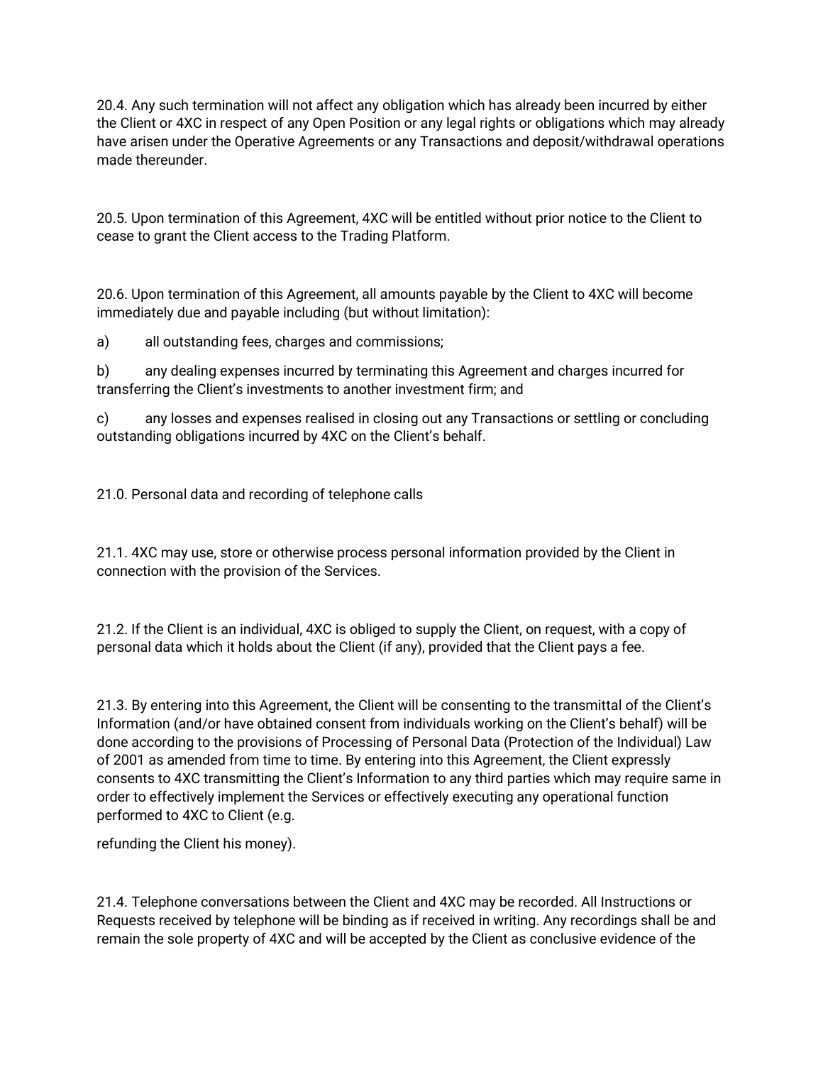20.4. Any such termination will not affect any obligation which has already been incurred by either the Client or 4XC in respect of any Open Position or any legal rights or obligations which may already have arisen under the Operative Agreements or any Transactions and deposit/withdrawal operations made thereunder.

20.5. Upon termination of this Agreement, 4XC will be entitled without prior notice to the Client to cease to grant the Client access to the Trading Platform.

20.6. Upon termination of this Agreement, all amounts payable by the Client to 4XC will become immediately due and payable including (but without limitation):

a) all outstanding fees, charges and commissions;

b) any dealing expenses incurred by terminating this Agreement and charges incurred for transferring the Client's investments to another investment firm; and

c) any losses and expenses realised in closing out any Transactions or settling or concluding outstanding obligations incurred by 4XC on the Client's behalf.

## 21.0. Personal data and recording of telephone calls

21.1. 4XC may use, store or otherwise process personal information provided by the Client in connection with the provision of the Services.

21.2. If the Client is an individual, 4XC is obliged to supply the Client, on request, with a copy of personal data which it holds about the Client (if any), provided that the Client pays a fee.

21.3. By entering into this Agreement, the Client will be consenting to the transmittal of the Client's Information (and/or have obtained consent from individuals working on the Client's behalf) will be done according to the provisions of Processing of Personal Data (Protection of the Individual) Law of 2001 as amended from time to time. By entering into this Agreement, the Client expressly consents to 4XC transmitting the Client's Information to any third parties which may require same in order to effectively implement the Services or effectively executing any operational function performed to 4XC to Client (e.g.

refunding the Client his money).

21.4. Telephone conversations between the Client and 4XC may be recorded. All Instructions or Requests received by telephone will be binding as if received in writing. Any recordings shall be and remain the sole property of 4XC and will be accepted by the Client as conclusive evidence of the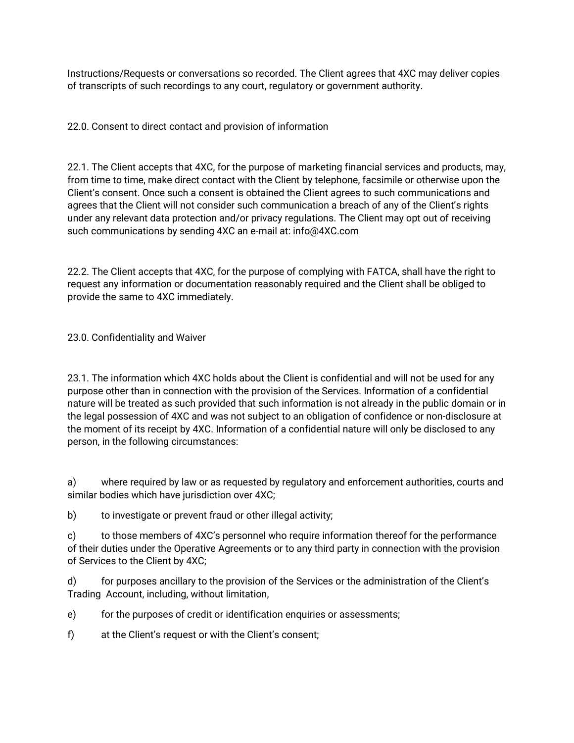Instructions/Requests or conversations so recorded. The Client agrees that 4XC may deliver copies of transcripts of such recordings to any court, regulatory or government authority.

## 22.0. Consent to direct contact and provision of information

22.1. The Client accepts that 4XC, for the purpose of marketing financial services and products, may, from time to time, make direct contact with the Client by telephone, facsimile or otherwise upon the Client's consent. Once such a consent is obtained the Client agrees to such communications and agrees that the Client will not consider such communication a breach of any of the Client's rights under any relevant data protection and/or privacy regulations. The Client may opt out of receiving such communications by sending 4XC an e-mail at: info@4XC.com

22.2. The Client accepts that 4XC, for the purpose of complying with FATCA, shall have the right to request any information or documentation reasonably required and the Client shall be obliged to provide the same to 4XC immediately.

## 23.0. Confidentiality and Waiver

23.1. The information which 4XC holds about the Client is confidential and will not be used for any purpose other than in connection with the provision of the Services. Information of a confidential nature will be treated as such provided that such information is not already in the public domain or in the legal possession of 4XC and was not subject to an obligation of confidence or non-disclosure at the moment of its receipt by 4XC. Information of a confidential nature will only be disclosed to any person, in the following circumstances:

a) where required by law or as requested by regulatory and enforcement authorities, courts and similar bodies which have jurisdiction over 4XC;

b) to investigate or prevent fraud or other illegal activity;

c) to those members of 4XC's personnel who require information thereof for the performance of their duties under the Operative Agreements or to any third party in connection with the provision of Services to the Client by 4XC;

d) for purposes ancillary to the provision of the Services or the administration of the Client's Trading Account, including, without limitation,

e) for the purposes of credit or identification enquiries or assessments;

f) at the Client's request or with the Client's consent;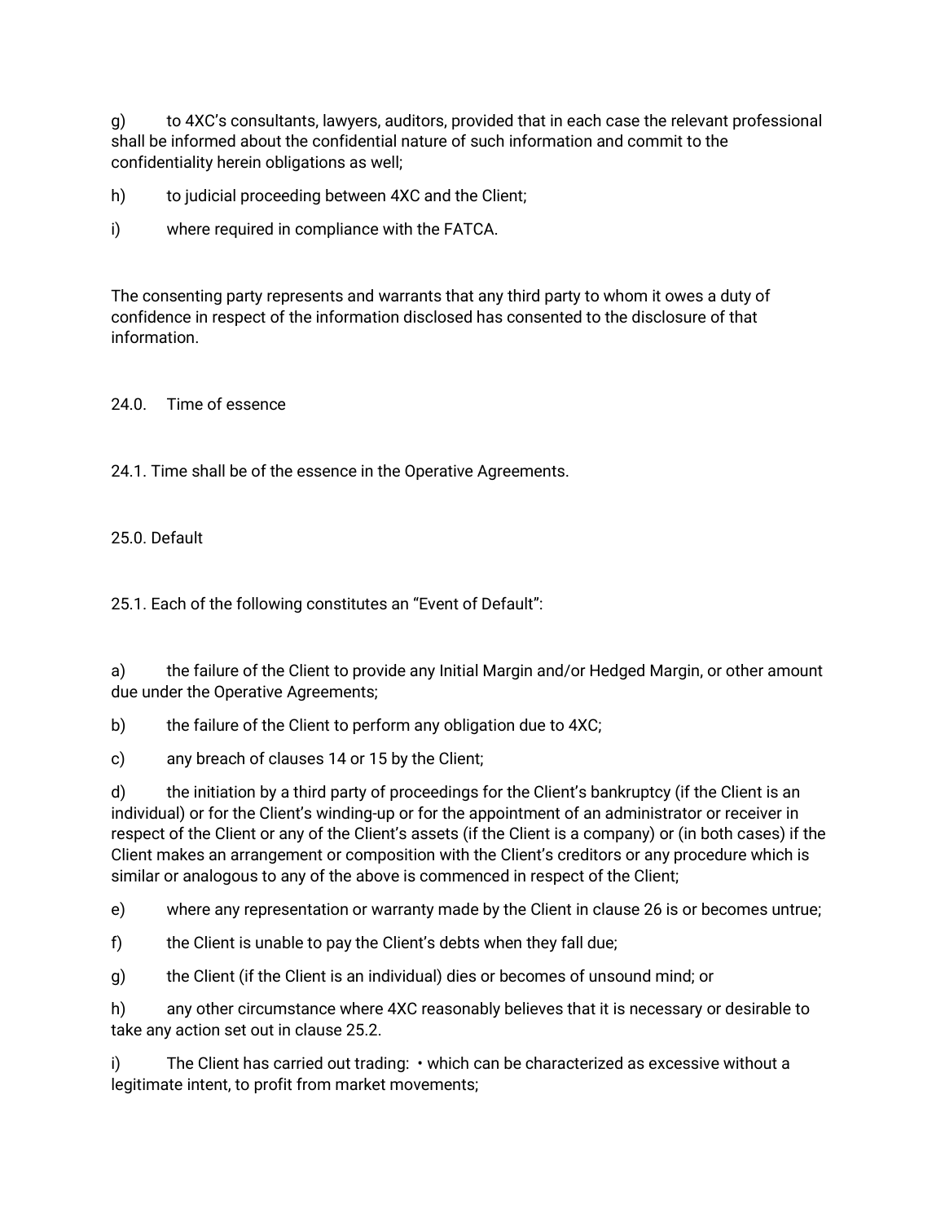g) to 4XC's consultants, lawyers, auditors, provided that in each case the relevant professional shall be informed about the confidential nature of such information and commit to the confidentiality herein obligations as well;

h) to judicial proceeding between 4XC and the Client;

i) where required in compliance with the FATCA.

The consenting party represents and warrants that any third party to whom it owes a duty of confidence in respect of the information disclosed has consented to the disclosure of that information.

24.0. Time of essence

24.1. Time shall be of the essence in the Operative Agreements.

25.0. Default

25.1. Each of the following constitutes an "Event of Default":

a) the failure of the Client to provide any Initial Margin and/or Hedged Margin, or other amount due under the Operative Agreements;

b) the failure of the Client to perform any obligation due to 4XC;

c) any breach of clauses 14 or 15 by the Client;

d) the initiation by a third party of proceedings for the Client's bankruptcy (if the Client is an individual) or for the Client's winding-up or for the appointment of an administrator or receiver in respect of the Client or any of the Client's assets (if the Client is a company) or (in both cases) if the Client makes an arrangement or composition with the Client's creditors or any procedure which is similar or analogous to any of the above is commenced in respect of the Client;

e) where any representation or warranty made by the Client in clause 26 is or becomes untrue;

f) the Client is unable to pay the Client's debts when they fall due;

g) the Client (if the Client is an individual) dies or becomes of unsound mind; or

h) any other circumstance where 4XC reasonably believes that it is necessary or desirable to take any action set out in clause 25.2.

i) The Client has carried out trading: • which can be characterized as excessive without a legitimate intent, to profit from market movements;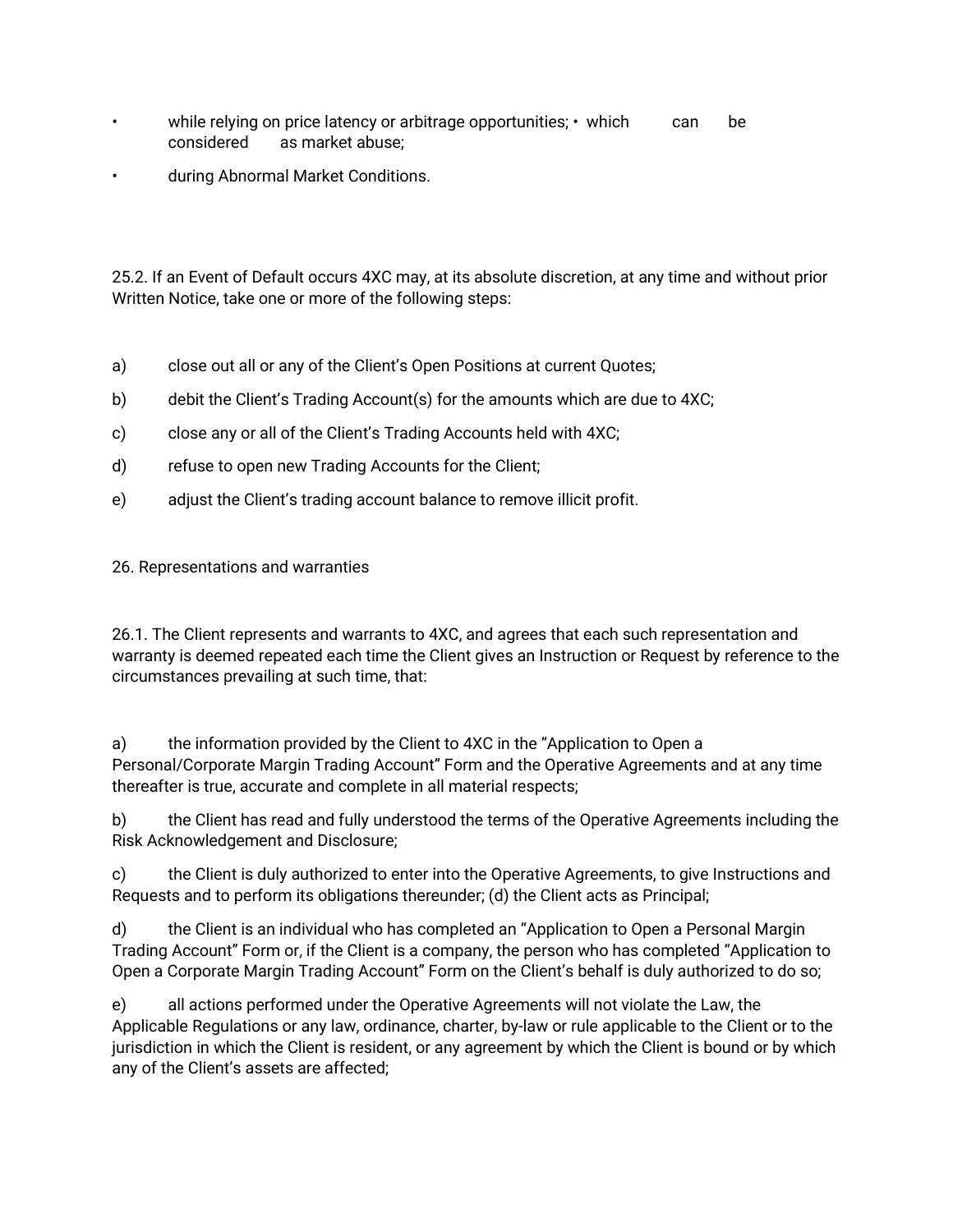- while relying on price latency or arbitrage opportunities; • which can be considered as market abuse;
- during Abnormal Market Conditions.

25.2. If an Event of Default occurs 4XC may, at its absolute discretion, at any time and without prior Written Notice, take one or more of the following steps:

a) close out all or any of the Client's Open Positions at current Quotes;

b) debit the Client's Trading Account(s) for the amounts which are due to 4XC;

c) close any or all of the Client's Trading Accounts held with 4XC;

d) refuse to open new Trading Accounts for the Client;

e) adjust the Client's trading account balance to remove illicit profit.

26. Representations and warranties

26.1. The Client represents and warrants to 4XC, and agrees that each such representation and warranty is deemed repeated each time the Client gives an Instruction or Request by reference to the circumstances prevailing at such time, that:

a) the information provided by the Client to 4XC in the "Application to Open a Personal/Corporate Margin Trading Account" Form and the Operative Agreements and at any time thereafter is true, accurate and complete in all material respects;

b) the Client has read and fully understood the terms of the Operative Agreements including the Risk Acknowledgement and Disclosure;

c) the Client is duly authorized to enter into the Operative Agreements, to give Instructions and Requests and to perform its obligations thereunder; (d) the Client acts as Principal;

d) the Client is an individual who has completed an "Application to Open a Personal Margin Trading Account" Form or, if the Client is a company, the person who has completed "Application to Open a Corporate Margin Trading Account" Form on the Client's behalf is duly authorized to do so;

e) all actions performed under the Operative Agreements will not violate the Law, the Applicable Regulations or any law, ordinance, charter, by-law or rule applicable to the Client or to the jurisdiction in which the Client is resident, or any agreement by which the Client is bound or by which any of the Client's assets are affected;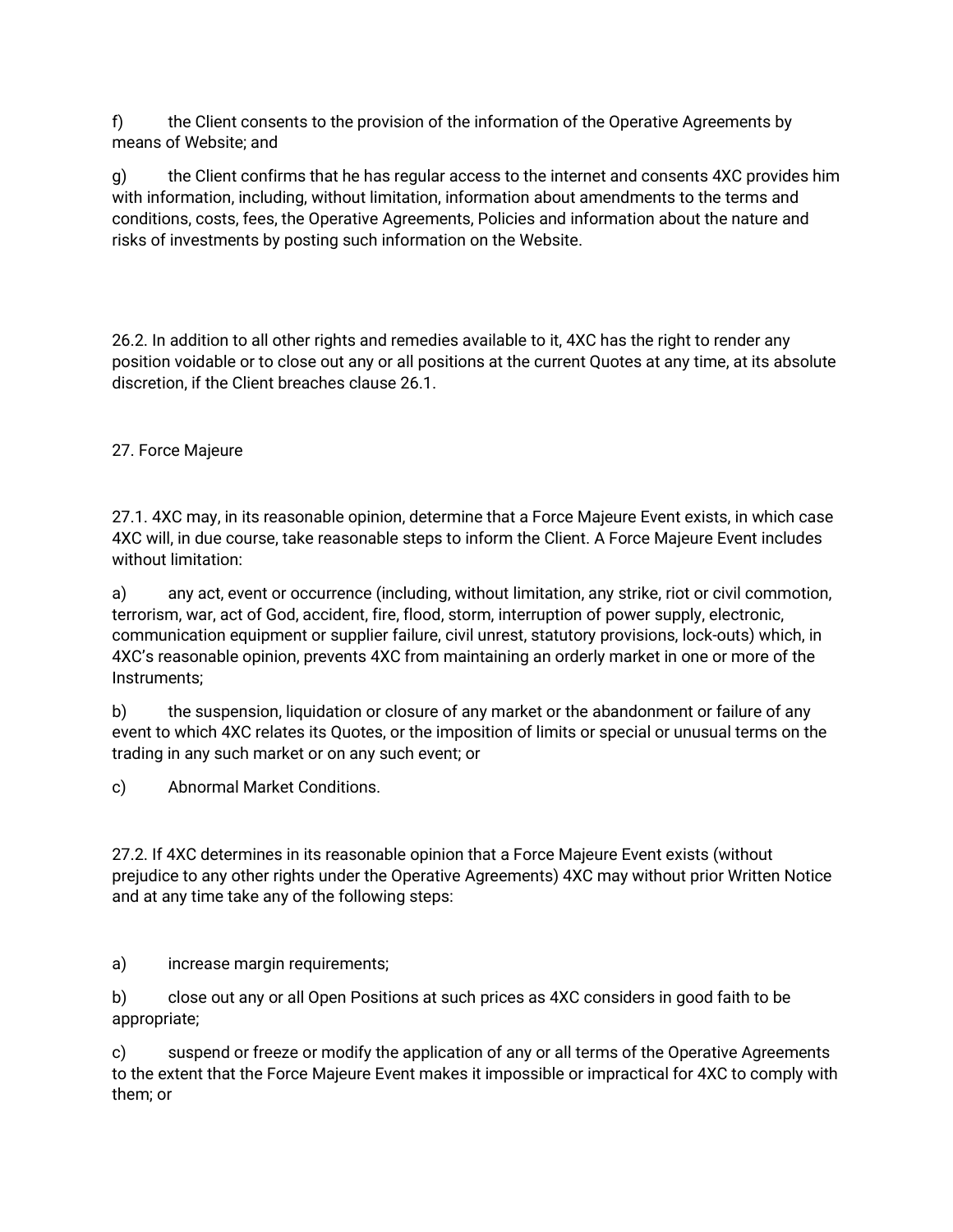f) the Client consents to the provision of the information of the Operative Agreements by means of Website; and

g) the Client confirms that he has regular access to the internet and consents 4XC provides him with information, including, without limitation, information about amendments to the terms and conditions, costs, fees, the Operative Agreements, Policies and information about the nature and risks of investments by posting such information on the Website.

26.2. In addition to all other rights and remedies available to it, 4XC has the right to render any position voidable or to close out any or all positions at the current Quotes at any time, at its absolute discretion, if the Client breaches clause 26.1.

27. Force Majeure

27.1. 4XC may, in its reasonable opinion, determine that a Force Majeure Event exists, in which case 4XC will, in due course, take reasonable steps to inform the Client. A Force Majeure Event includes without limitation:

a) any act, event or occurrence (including, without limitation, any strike, riot or civil commotion, terrorism, war, act of God, accident, fire, flood, storm, interruption of power supply, electronic, communication equipment or supplier failure, civil unrest, statutory provisions, lock-outs) which, in 4XC's reasonable opinion, prevents 4XC from maintaining an orderly market in one or more of the Instruments;

b) the suspension, liquidation or closure of any market or the abandonment or failure of any event to which 4XC relates its Quotes, or the imposition of limits or special or unusual terms on the trading in any such market or on any such event; or

c) Abnormal Market Conditions.

27.2. If 4XC determines in its reasonable opinion that a Force Majeure Event exists (without prejudice to any other rights under the Operative Agreements) 4XC may without prior Written Notice and at any time take any of the following steps:

a) increase margin requirements;

b) close out any or all Open Positions at such prices as 4XC considers in good faith to be appropriate;

c) suspend or freeze or modify the application of any or all terms of the Operative Agreements to the extent that the Force Majeure Event makes it impossible or impractical for 4XC to comply with them; or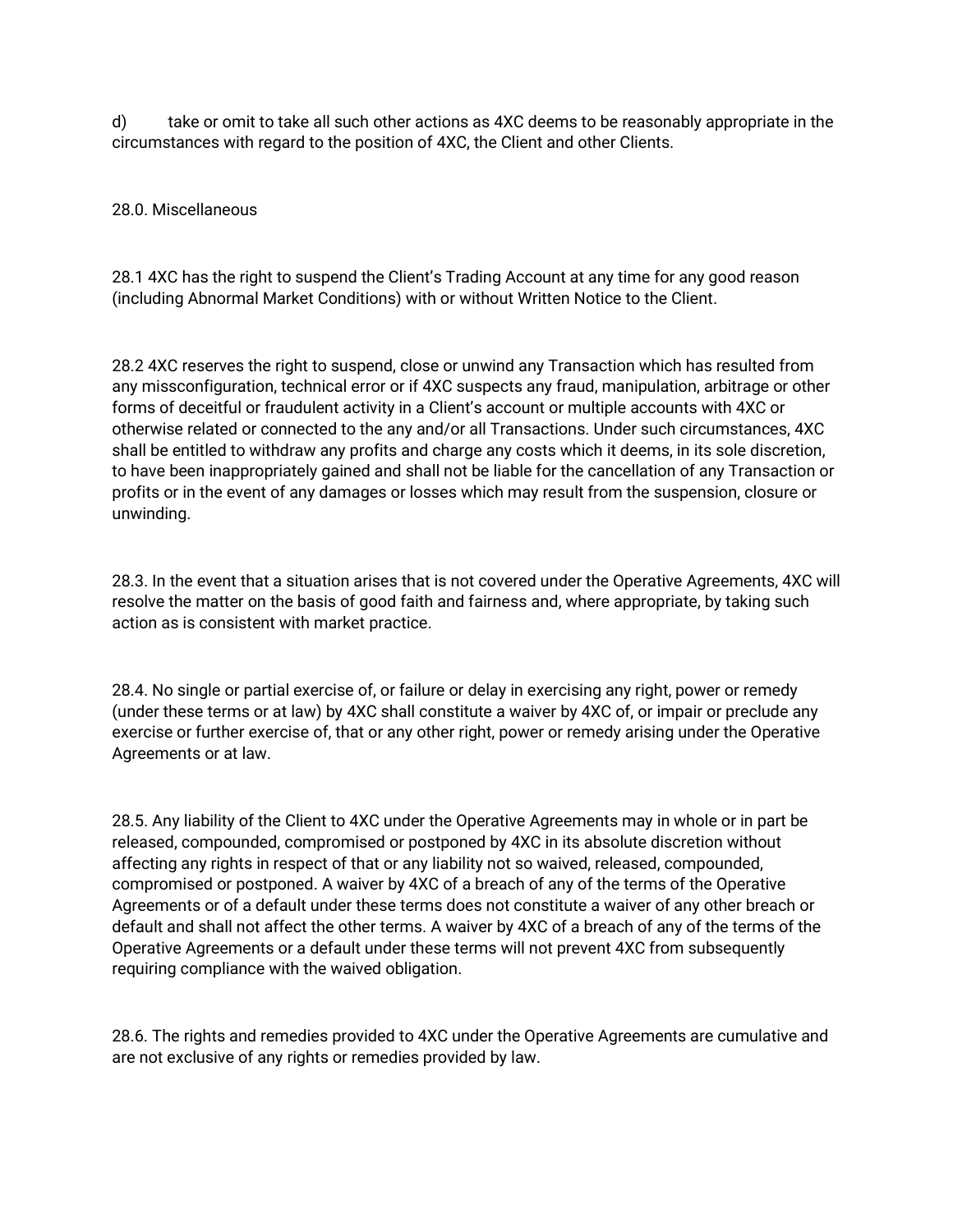d) take or omit to take all such other actions as 4XC deems to be reasonably appropriate in the circumstances with regard to the position of 4XC, the Client and other Clients.

## 28.0. Miscellaneous

28.1 4XC has the right to suspend the Client's Trading Account at any time for any good reason (including Abnormal Market Conditions) with or without Written Notice to the Client.

28.2 4XC reserves the right to suspend, close or unwind any Transaction which has resulted from any missconfiguration, technical error or if 4XC suspects any fraud, manipulation, arbitrage or other forms of deceitful or fraudulent activity in a Client's account or multiple accounts with 4XC or otherwise related or connected to the any and/or all Transactions. Under such circumstances, 4XC shall be entitled to withdraw any profits and charge any costs which it deems, in its sole discretion, to have been inappropriately gained and shall not be liable for the cancellation of any Transaction or profits or in the event of any damages or losses which may result from the suspension, closure or unwinding.

28.3. In the event that a situation arises that is not covered under the Operative Agreements, 4XC will resolve the matter on the basis of good faith and fairness and, where appropriate, by taking such action as is consistent with market practice.

28.4. No single or partial exercise of, or failure or delay in exercising any right, power or remedy (under these terms or at law) by 4XC shall constitute a waiver by 4XC of, or impair or preclude any exercise or further exercise of, that or any other right, power or remedy arising under the Operative Agreements or at law.

28.5. Any liability of the Client to 4XC under the Operative Agreements may in whole or in part be released, compounded, compromised or postponed by 4XC in its absolute discretion without affecting any rights in respect of that or any liability not so waived, released, compounded, compromised or postponed. A waiver by 4XC of a breach of any of the terms of the Operative Agreements or of a default under these terms does not constitute a waiver of any other breach or default and shall not affect the other terms. A waiver by 4XC of a breach of any of the terms of the Operative Agreements or a default under these terms will not prevent 4XC from subsequently requiring compliance with the waived obligation.

28.6. The rights and remedies provided to 4XC under the Operative Agreements are cumulative and are not exclusive of any rights or remedies provided by law.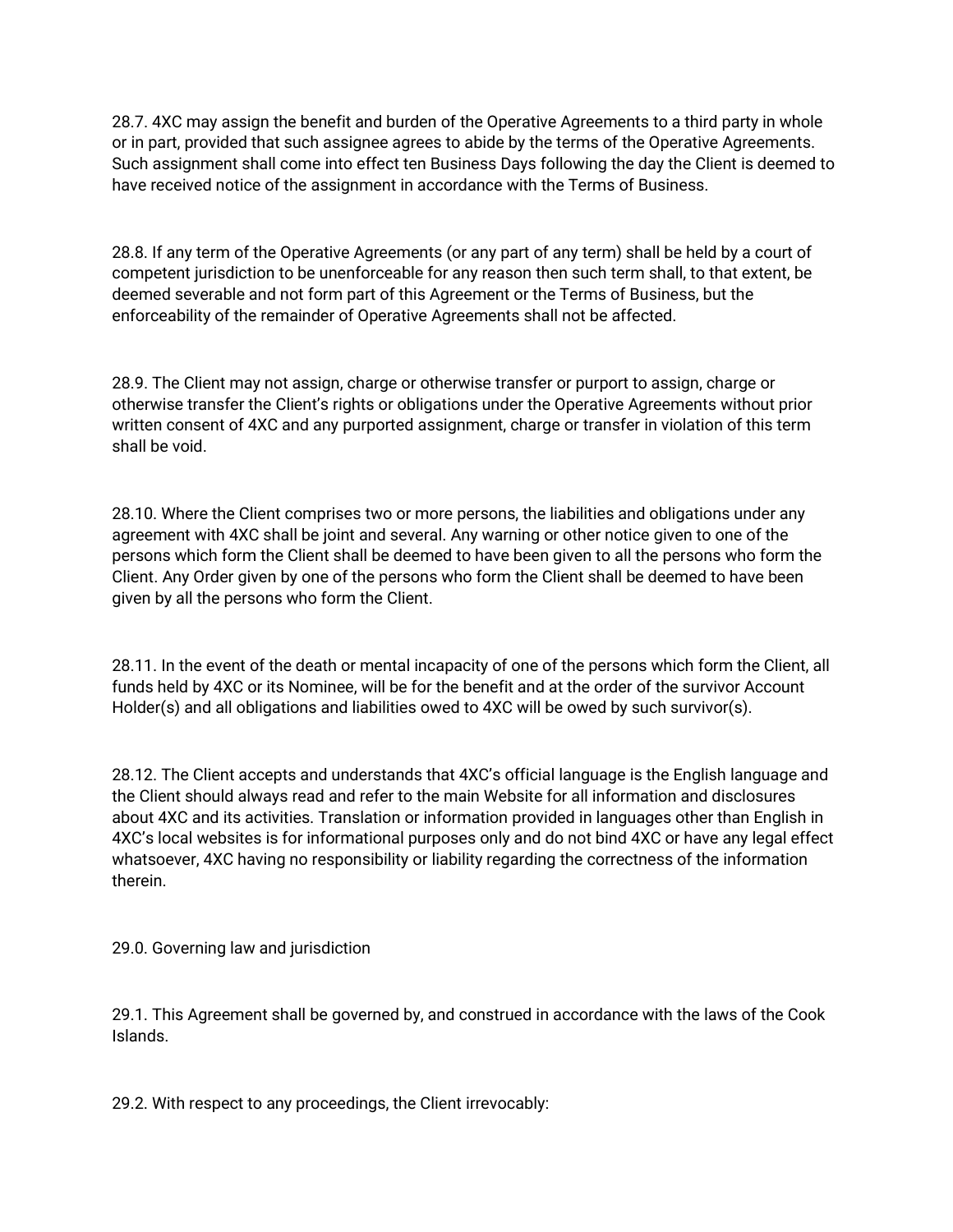28.7. 4XC may assign the benefit and burden of the Operative Agreements to a third party in whole or in part, provided that such assignee agrees to abide by the terms of the Operative Agreements. Such assignment shall come into effect ten Business Days following the day the Client is deemed to have received notice of the assignment in accordance with the Terms of Business.

28.8. If any term of the Operative Agreements (or any part of any term) shall be held by a court of competent jurisdiction to be unenforceable for any reason then such term shall, to that extent, be deemed severable and not form part of this Agreement or the Terms of Business, but the enforceability of the remainder of Operative Agreements shall not be affected.

28.9. The Client may not assign, charge or otherwise transfer or purport to assign, charge or otherwise transfer the Client's rights or obligations under the Operative Agreements without prior written consent of 4XC and any purported assignment, charge or transfer in violation of this term shall be void.

28.10. Where the Client comprises two or more persons, the liabilities and obligations under any agreement with 4XC shall be joint and several. Any warning or other notice given to one of the persons which form the Client shall be deemed to have been given to all the persons who form the Client. Any Order given by one of the persons who form the Client shall be deemed to have been given by all the persons who form the Client.

28.11. In the event of the death or mental incapacity of one of the persons which form the Client, all funds held by 4XC or its Nominee, will be for the benefit and at the order of the survivor Account Holder(s) and all obligations and liabilities owed to 4XC will be owed by such survivor(s).

28.12. The Client accepts and understands that 4XC's official language is the English language and the Client should always read and refer to the main Website for all information and disclosures about 4XC and its activities. Translation or information provided in languages other than English in 4XC's local websites is for informational purposes only and do not bind 4XC or have any legal effect whatsoever, 4XC having no responsibility or liability regarding the correctness of the information therein.

## 29.0. Governing law and jurisdiction

29.1. This Agreement shall be governed by, and construed in accordance with the laws of the Cook Islands.

29.2. With respect to any proceedings, the Client irrevocably: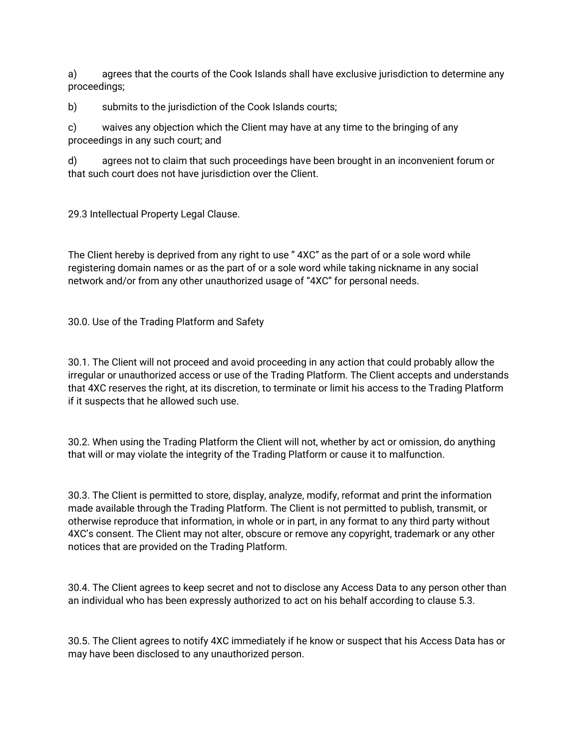a) agrees that the courts of the Cook Islands shall have exclusive jurisdiction to determine any proceedings;

b) submits to the jurisdiction of the Cook Islands courts;

c) waives any objection which the Client may have at any time to the bringing of any proceedings in any such court; and

d) agrees not to claim that such proceedings have been brought in an inconvenient forum or that such court does not have jurisdiction over the Client.

29.3 Intellectual Property Legal Clause.

The Client hereby is deprived from any right to use " 4XC" as the part of or a sole word while registering domain names or as the part of or a sole word while taking nickname in any social network and/or from any other unauthorized usage of "4XC" for personal needs.

30.0. Use of the Trading Platform and Safety

30.1. The Client will not proceed and avoid proceeding in any action that could probably allow the irregular or unauthorized access or use of the Trading Platform. The Client accepts and understands that 4XC reserves the right, at its discretion, to terminate or limit his access to the Trading Platform if it suspects that he allowed such use.

30.2. When using the Trading Platform the Client will not, whether by act or omission, do anything that will or may violate the integrity of the Trading Platform or cause it to malfunction.

30.3. The Client is permitted to store, display, analyze, modify, reformat and print the information made available through the Trading Platform. The Client is not permitted to publish, transmit, or otherwise reproduce that information, in whole or in part, in any format to any third party without 4XC's consent. The Client may not alter, obscure or remove any copyright, trademark or any other notices that are provided on the Trading Platform.

30.4. The Client agrees to keep secret and not to disclose any Access Data to any person other than an individual who has been expressly authorized to act on his behalf according to clause 5.3.

30.5. The Client agrees to notify 4XC immediately if he know or suspect that his Access Data has or may have been disclosed to any unauthorized person.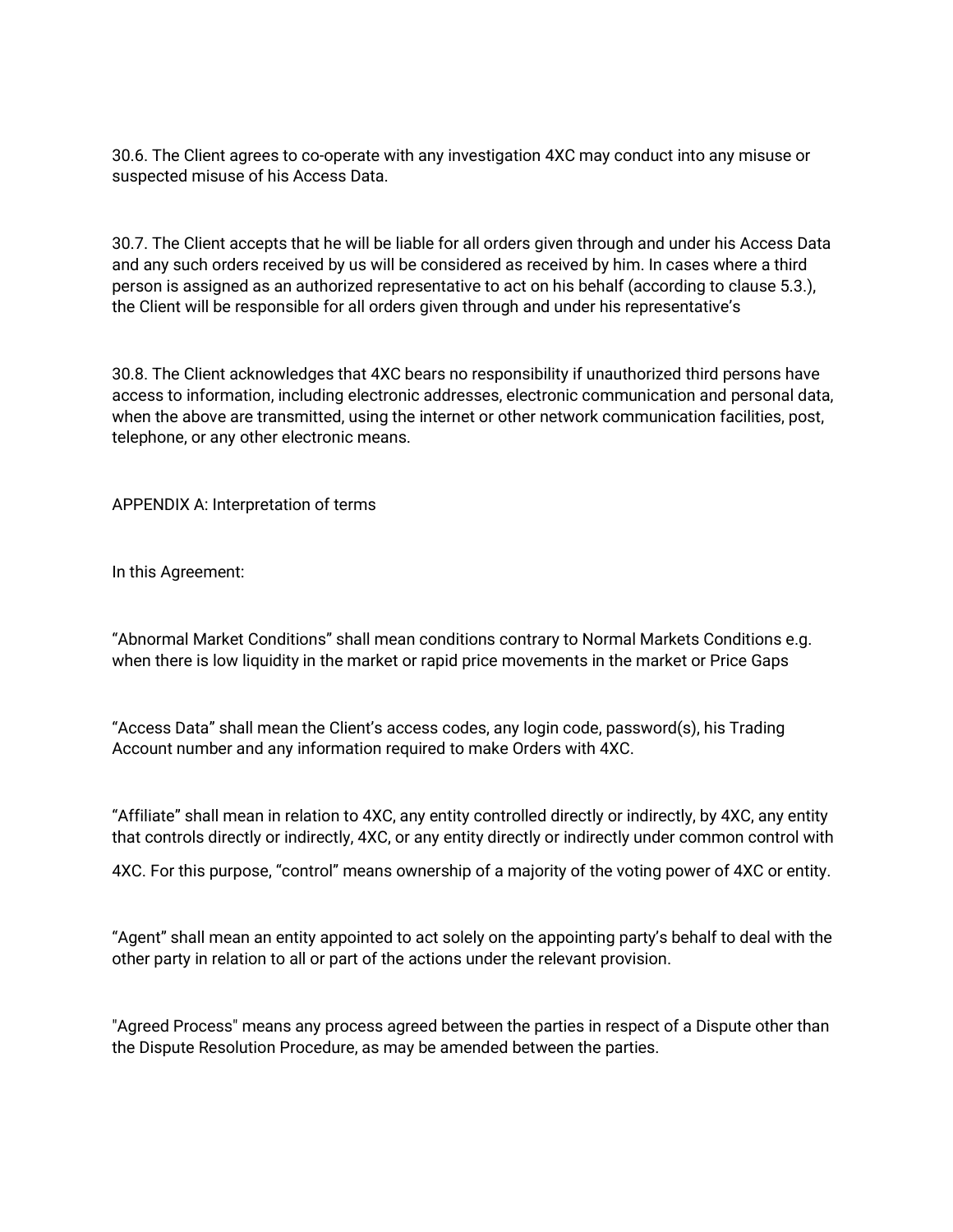30.6. The Client agrees to co-operate with any investigation 4XC may conduct into any misuse or suspected misuse of his Access Data.

30.7. The Client accepts that he will be liable for all orders given through and under his Access Data and any such orders received by us will be considered as received by him. In cases where a third person is assigned as an authorized representative to act on his behalf (according to clause 5.3.), the Client will be responsible for all orders given through and under his representative's

30.8. The Client acknowledges that 4XC bears no responsibility if unauthorized third persons have access to information, including electronic addresses, electronic communication and personal data, when the above are transmitted, using the internet or other network communication facilities, post, telephone, or any other electronic means.

## APPENDIX A: Interpretation of terms

In this Agreement:

"Abnormal Market Conditions" shall mean conditions contrary to Normal Markets Conditions e.g. when there is low liquidity in the market or rapid price movements in the market or Price Gaps

"Access Data" shall mean the Client's access codes, any login code, password(s), his Trading Account number and any information required to make Orders with 4XC.

"Affiliate" shall mean in relation to 4XC, any entity controlled directly or indirectly, by 4XC, any entity that controls directly or indirectly, 4XC, or any entity directly or indirectly under common control with 4XC. For this purpose, "control" means ownership of a majority of the voting power of 4XC or entity.

"Agent" shall mean an entity appointed to act solely on the appointing party's behalf to deal with the other party in relation to all or part of the actions under the relevant provision.

"Agreed Process" means any process agreed between the parties in respect of a Dispute other than the Dispute Resolution Procedure, as may be amended between the parties.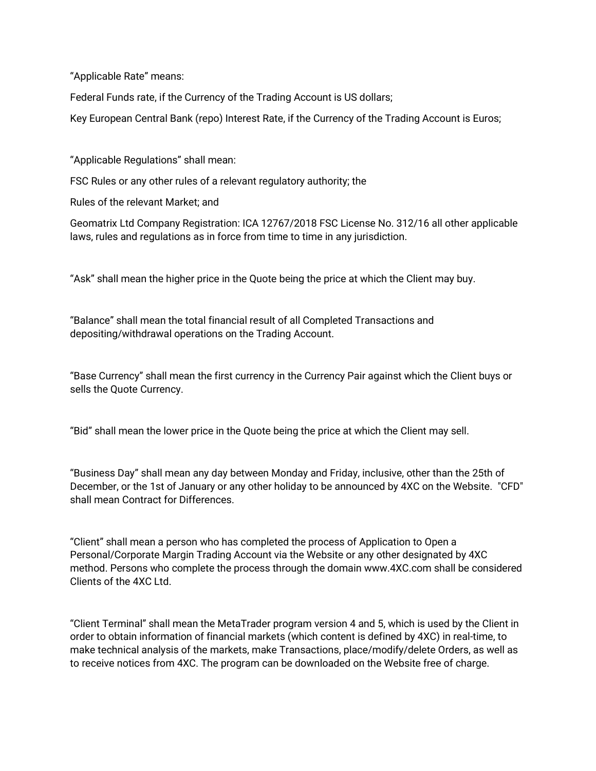“Applicable Rate” means:

Federal Funds rate, if the Currency of the Trading Account is US dollars;

Key European Central Bank (repo) Interest Rate, if the Currency of the Trading Account is Euros;

“Applicable Regulations” shall mean:

FSC Rules or any other rules of a relevant regulatory authority; the

Rules of the relevant Market; and

Geomatrix Ltd Company Registration: ICA 12767/2018 FSC License No. 312/16 all other applicable laws, rules and regulations as in force from time to time in any jurisdiction.

“Ask” shall mean the higher price in the Quote being the price at which the Client may buy.

“Balance” shall mean the total financial result of all Completed Transactions and depositing/withdrawal operations on the Trading Account.

“Base Currency” shall mean the first currency in the Currency Pair against which the Client buys or sells the Quote Currency.

“Bid” shall mean the lower price in the Quote being the price at which the Client may sell.

“Business Day” shall mean any day between Monday and Friday, inclusive, other than the 25th of December, or the 1st of January or any other holiday to be announced by 4XC on the Website. "CFD" shall mean Contract for Differences.

“Client” shall mean a person who has completed the process of Application to Open a Personal/Corporate Margin Trading Account via the Website or any other designated by 4XC method. Persons who complete the process through the domain www.4XC.com shall be considered Clients of the 4XC Ltd.

“Client Terminal” shall mean the MetaTrader program version 4 and 5, which is used by the Client in order to obtain information of financial markets (which content is defined by 4XC) in real-time, to make technical analysis of the markets, make Transactions, place/modify/delete Orders, as well as to receive notices from 4XC. The program can be downloaded on the Website free of charge.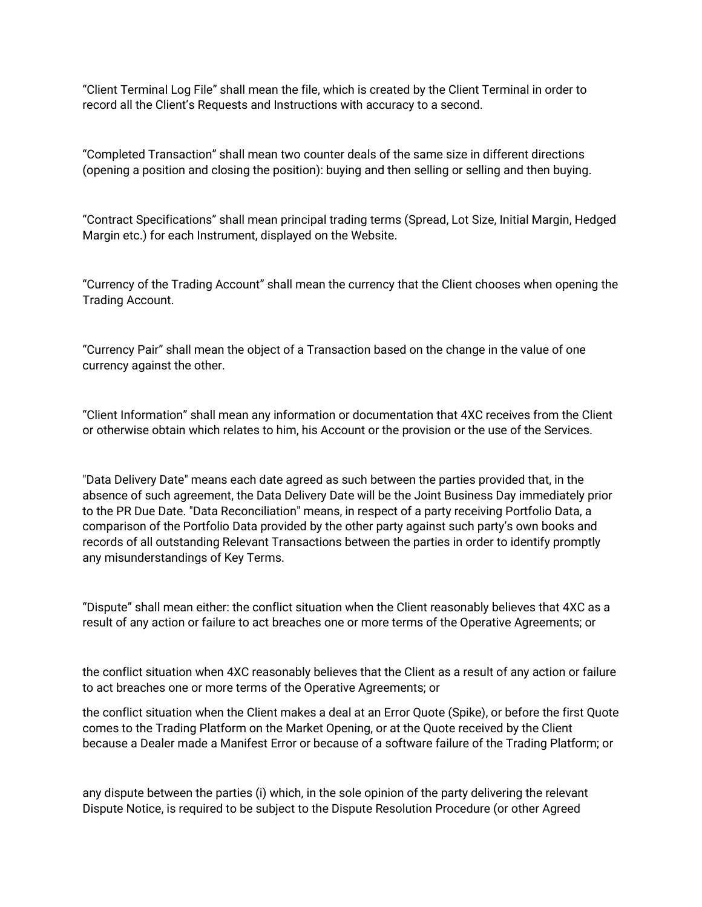“Client Terminal Log File” shall mean the file, which is created by the Client Terminal in order to record all the Client’s Requests and Instructions with accuracy to a second.

“Completed Transaction” shall mean two counter deals of the same size in different directions (opening a position and closing the position): buying and then selling or selling and then buying.

“Contract Specifications” shall mean principal trading terms (Spread, Lot Size, Initial Margin, Hedged Margin etc.) for each Instrument, displayed on the Website.

“Currency of the Trading Account” shall mean the currency that the Client chooses when opening the Trading Account.

“Currency Pair” shall mean the object of a Transaction based on the change in the value of one currency against the other.

“Client Information” shall mean any information or documentation that 4XC receives from the Client or otherwise obtain which relates to him, his Account or the provision or the use of the Services.

"Data Delivery Date" means each date agreed as such between the parties provided that, in the absence of such agreement, the Data Delivery Date will be the Joint Business Day immediately prior to the PR Due Date. "Data Reconciliation" means, in respect of a party receiving Portfolio Data, a comparison of the Portfolio Data provided by the other party against such party’s own books and records of all outstanding Relevant Transactions between the parties in order to identify promptly any misunderstandings of Key Terms.

“Dispute” shall mean either: the conflict situation when the Client reasonably believes that 4XC as a result of any action or failure to act breaches one or more terms of the Operative Agreements; or

the conflict situation when 4XC reasonably believes that the Client as a result of any action or failure to act breaches one or more terms of the Operative Agreements; or

the conflict situation when the Client makes a deal at an Error Quote (Spike), or before the first Quote comes to the Trading Platform on the Market Opening, or at the Quote received by the Client because a Dealer made a Manifest Error or because of a software failure of the Trading Platform; or

any dispute between the parties (i) which, in the sole opinion of the party delivering the relevant Dispute Notice, is required to be subject to the Dispute Resolution Procedure (or other Agreed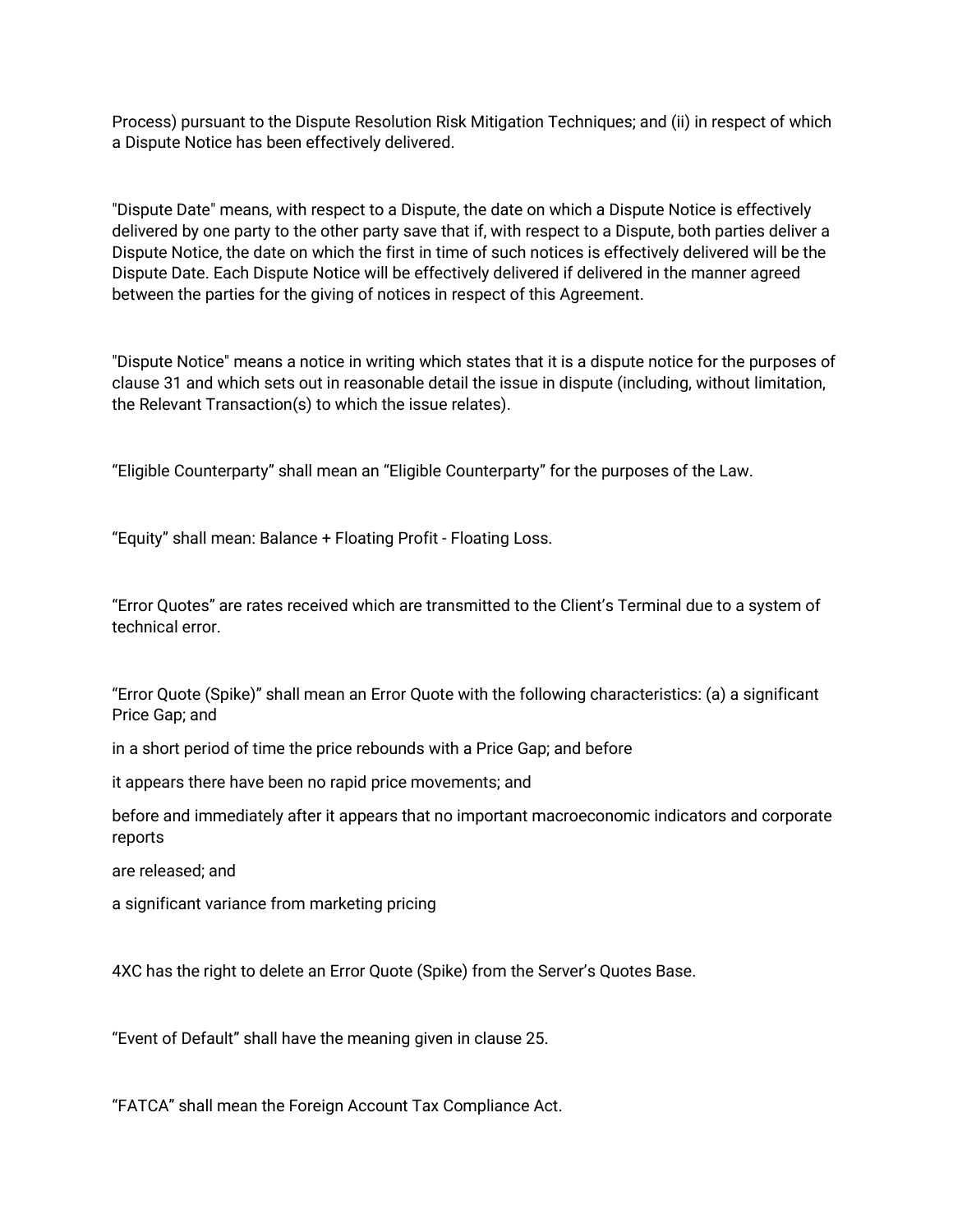Process) pursuant to the Dispute Resolution Risk Mitigation Techniques; and (ii) in respect of which a Dispute Notice has been effectively delivered.

"Dispute Date" means, with respect to a Dispute, the date on which a Dispute Notice is effectively delivered by one party to the other party save that if, with respect to a Dispute, both parties deliver a Dispute Notice, the date on which the first in time of such notices is effectively delivered will be the Dispute Date. Each Dispute Notice will be effectively delivered if delivered in the manner agreed between the parties for the giving of notices in respect of this Agreement.

"Dispute Notice" means a notice in writing which states that it is a dispute notice for the purposes of clause 31 and which sets out in reasonable detail the issue in dispute (including, without limitation, the Relevant Transaction(s) to which the issue relates).

“Eligible Counterparty” shall mean an “Eligible Counterparty” for the purposes of the Law.

“Equity” shall mean: Balance + Floating Profit - Floating Loss.

“Error Quotes” are rates received which are transmitted to the Client’s Terminal due to a system of technical error.

“Error Quote (Spike)” shall mean an Error Quote with the following characteristics: (a) a significant Price Gap; and

in a short period of time the price rebounds with a Price Gap; and before

it appears there have been no rapid price movements; and

before and immediately after it appears that no important macroeconomic indicators and corporate reports

are released; and

a significant variance from marketing pricing

4XC has the right to delete an Error Quote (Spike) from the Server’s Quotes Base.

“Event of Default” shall have the meaning given in clause 25.

“FATCA” shall mean the Foreign Account Tax Compliance Act.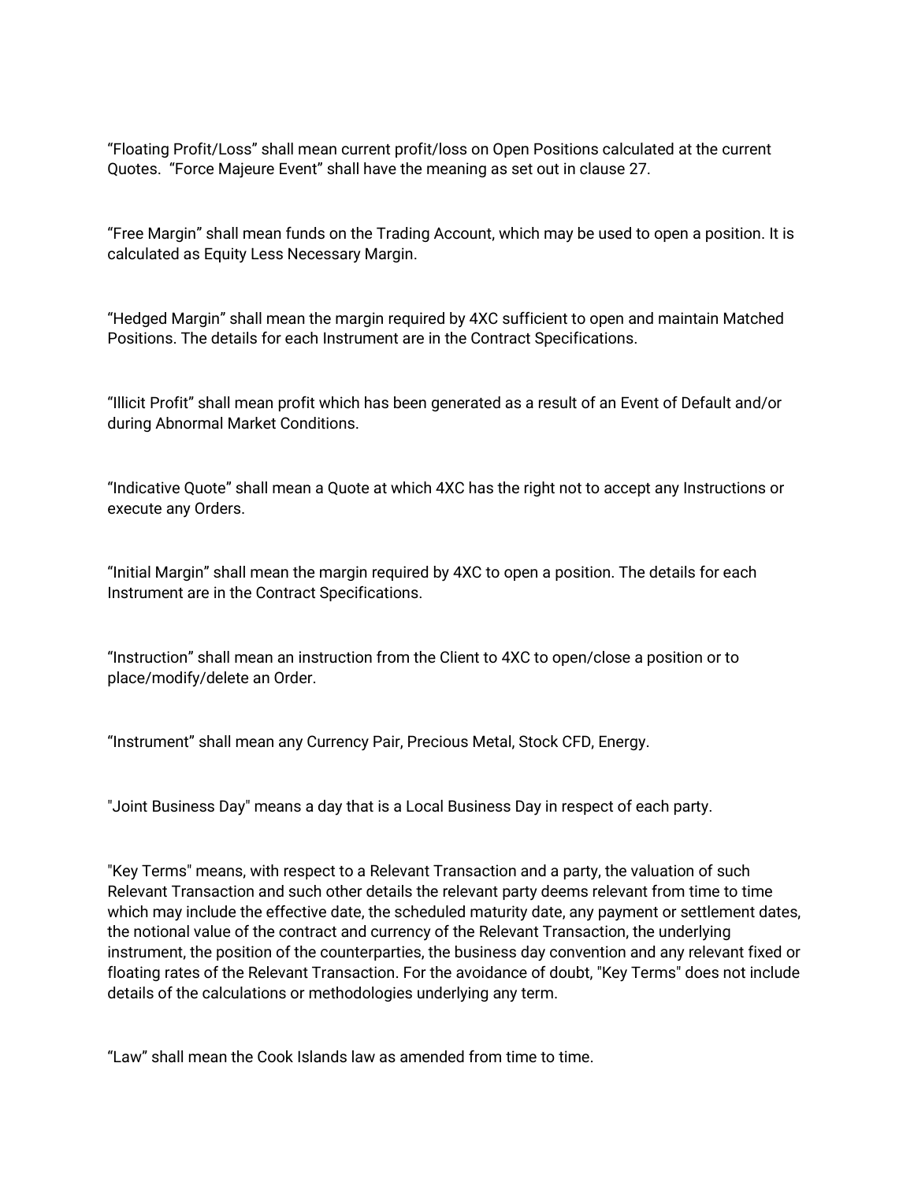“Floating Profit/Loss” shall mean current profit/loss on Open Positions calculated at the current Quotes. “Force Majeure Event” shall have the meaning as set out in clause 27.

“Free Margin” shall mean funds on the Trading Account, which may be used to open a position. It is calculated as Equity Less Necessary Margin.

“Hedged Margin” shall mean the margin required by 4XC sufficient to open and maintain Matched Positions. The details for each Instrument are in the Contract Specifications.

“Illicit Profit” shall mean profit which has been generated as a result of an Event of Default and/or during Abnormal Market Conditions.

“Indicative Quote” shall mean a Quote at which 4XC has the right not to accept any Instructions or execute any Orders.

“Initial Margin” shall mean the margin required by 4XC to open a position. The details for each Instrument are in the Contract Specifications.

“Instruction” shall mean an instruction from the Client to 4XC to open/close a position or to place/modify/delete an Order.

“Instrument” shall mean any Currency Pair, Precious Metal, Stock CFD, Energy.

"Joint Business Day" means a day that is a Local Business Day in respect of each party.

"Key Terms" means, with respect to a Relevant Transaction and a party, the valuation of such Relevant Transaction and such other details the relevant party deems relevant from time to time which may include the effective date, the scheduled maturity date, any payment or settlement dates, the notional value of the contract and currency of the Relevant Transaction, the underlying instrument, the position of the counterparties, the business day convention and any relevant fixed or floating rates of the Relevant Transaction. For the avoidance of doubt, "Key Terms" does not include details of the calculations or methodologies underlying any term.

“Law” shall mean the Cook Islands law as amended from time to time.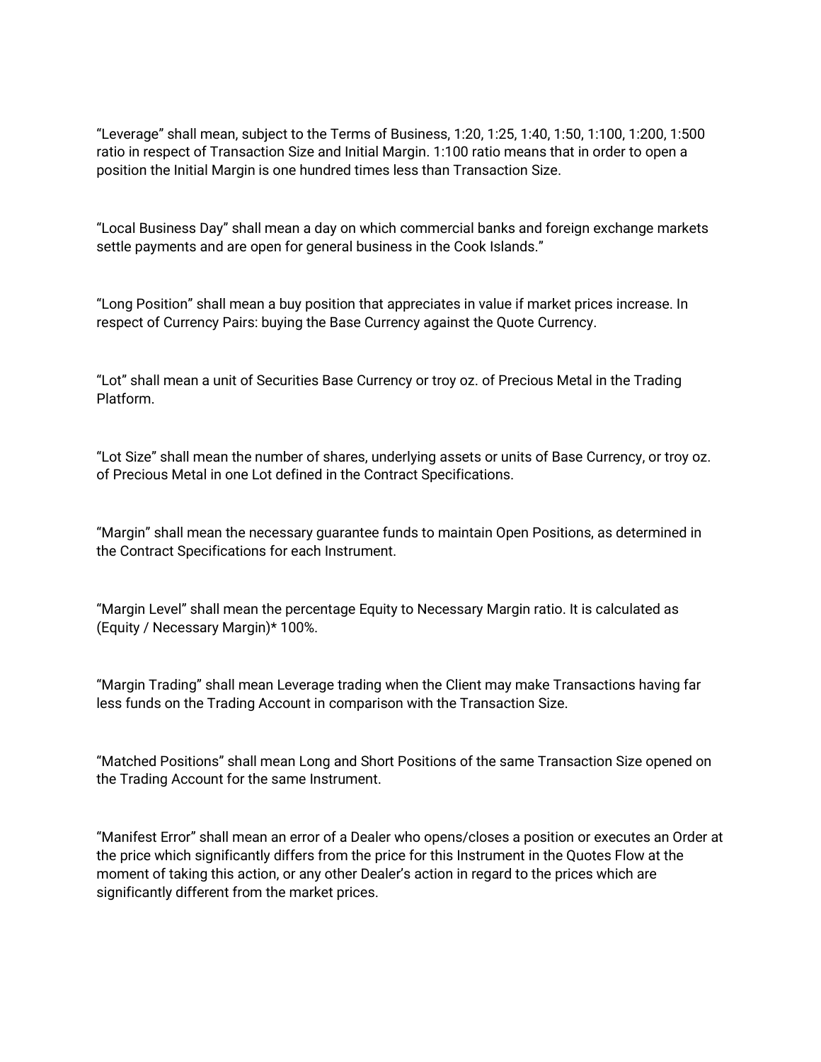“Leverage” shall mean, subject to the Terms of Business, 1:20, 1:25, 1:40, 1:50, 1:100, 1:200, 1:500 ratio in respect of Transaction Size and Initial Margin. 1:100 ratio means that in order to open a position the Initial Margin is one hundred times less than Transaction Size.

“Local Business Day” shall mean a day on which commercial banks and foreign exchange markets settle payments and are open for general business in the Cook Islands.”

“Long Position” shall mean a buy position that appreciates in value if market prices increase. In respect of Currency Pairs: buying the Base Currency against the Quote Currency.

“Lot” shall mean a unit of Securities Base Currency or troy oz. of Precious Metal in the Trading Platform.

“Lot Size” shall mean the number of shares, underlying assets or units of Base Currency, or troy oz. of Precious Metal in one Lot defined in the Contract Specifications.

“Margin” shall mean the necessary guarantee funds to maintain Open Positions, as determined in the Contract Specifications for each Instrument.

“Margin Level” shall mean the percentage Equity to Necessary Margin ratio. It is calculated as (Equity / Necessary Margin)* 100%.

“Margin Trading” shall mean Leverage trading when the Client may make Transactions having far less funds on the Trading Account in comparison with the Transaction Size.

“Matched Positions” shall mean Long and Short Positions of the same Transaction Size opened on the Trading Account for the same Instrument.

“Manifest Error” shall mean an error of a Dealer who opens/closes a position or executes an Order at the price which significantly differs from the price for this Instrument in the Quotes Flow at the moment of taking this action, or any other Dealer’s action in regard to the prices which are significantly different from the market prices.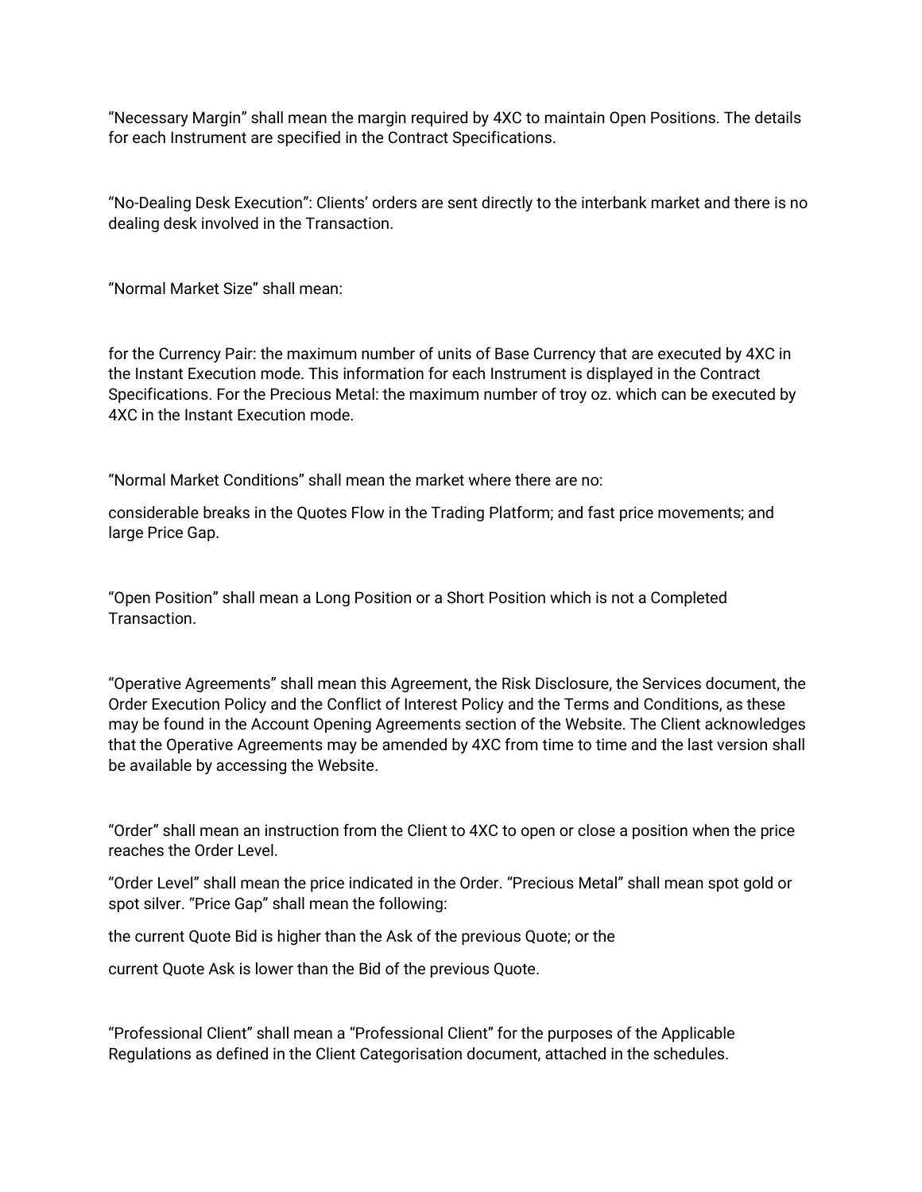“Necessary Margin” shall mean the margin required by 4XC to maintain Open Positions. The details for each Instrument are specified in the Contract Specifications.

“No-Dealing Desk Execution”: Clients’ orders are sent directly to the interbank market and there is no dealing desk involved in the Transaction.

“Normal Market Size” shall mean:

for the Currency Pair: the maximum number of units of Base Currency that are executed by 4XC in the Instant Execution mode. This information for each Instrument is displayed in the Contract Specifications. For the Precious Metal: the maximum number of troy oz. which can be executed by 4XC in the Instant Execution mode.

“Normal Market Conditions” shall mean the market where there are no:

considerable breaks in the Quotes Flow in the Trading Platform; and fast price movements; and large Price Gap.

“Open Position” shall mean a Long Position or a Short Position which is not a Completed Transaction.

“Operative Agreements” shall mean this Agreement, the Risk Disclosure, the Services document, the Order Execution Policy and the Conflict of Interest Policy and the Terms and Conditions, as these may be found in the Account Opening Agreements section of the Website. The Client acknowledges that the Operative Agreements may be amended by 4XC from time to time and the last version shall be available by accessing the Website.

“Order” shall mean an instruction from the Client to 4XC to open or close a position when the price reaches the Order Level.

“Order Level” shall mean the price indicated in the Order. “Precious Metal” shall mean spot gold or spot silver. “Price Gap” shall mean the following:

the current Quote Bid is higher than the Ask of the previous Quote; or the

current Quote Ask is lower than the Bid of the previous Quote.

“Professional Client” shall mean a “Professional Client” for the purposes of the Applicable Regulations as defined in the Client Categorisation document, attached in the schedules.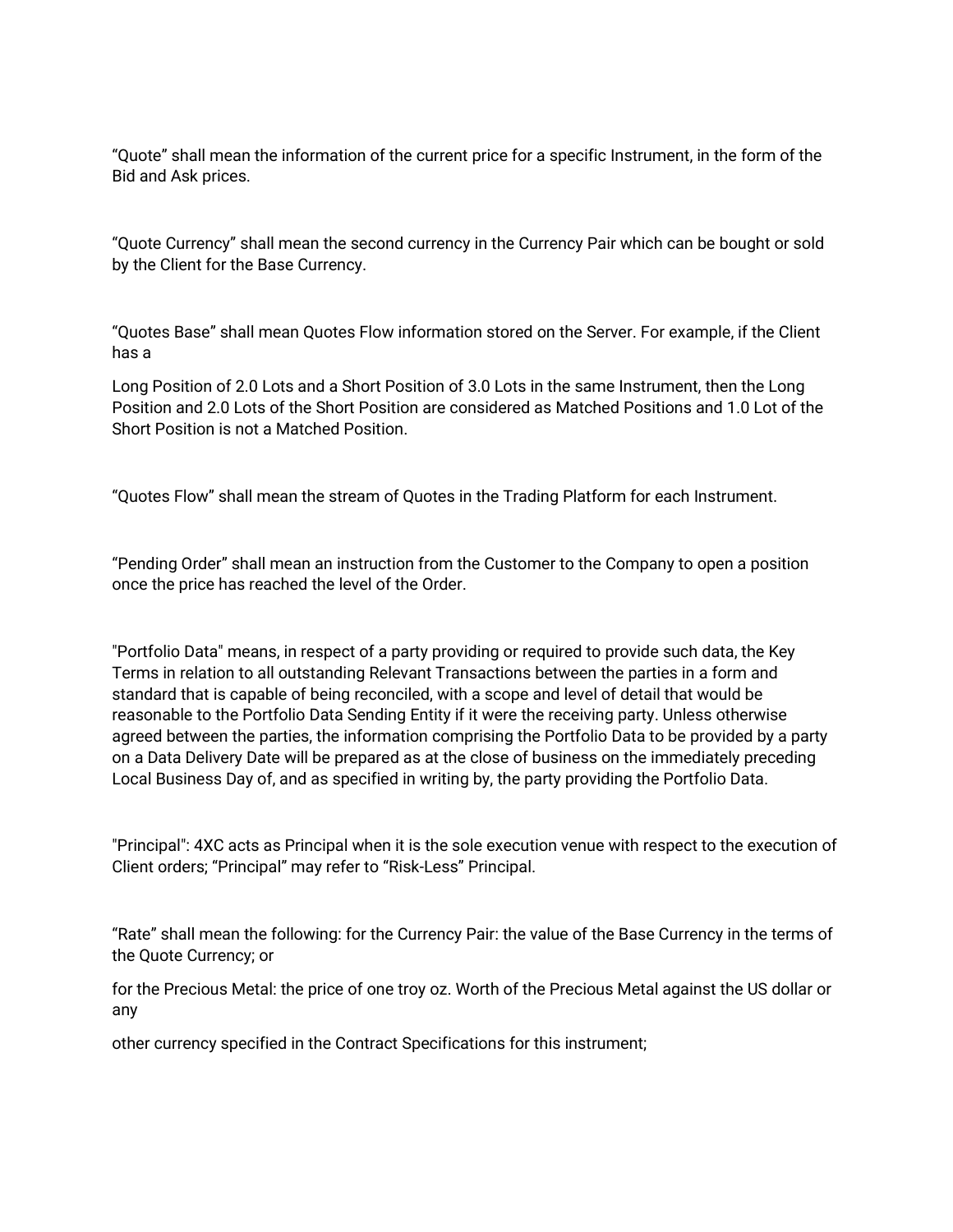“Quote” shall mean the information of the current price for a specific Instrument, in the form of the Bid and Ask prices.

“Quote Currency” shall mean the second currency in the Currency Pair which can be bought or sold by the Client for the Base Currency.

“Quotes Base” shall mean Quotes Flow information stored on the Server. For example, if the Client has a

Long Position of 2.0 Lots and a Short Position of 3.0 Lots in the same Instrument, then the Long Position and 2.0 Lots of the Short Position are considered as Matched Positions and 1.0 Lot of the Short Position is not a Matched Position.

“Quotes Flow” shall mean the stream of Quotes in the Trading Platform for each Instrument.

“Pending Order” shall mean an instruction from the Customer to the Company to open a position once the price has reached the level of the Order.

"Portfolio Data" means, in respect of a party providing or required to provide such data, the Key Terms in relation to all outstanding Relevant Transactions between the parties in a form and standard that is capable of being reconciled, with a scope and level of detail that would be reasonable to the Portfolio Data Sending Entity if it were the receiving party. Unless otherwise agreed between the parties, the information comprising the Portfolio Data to be provided by a party on a Data Delivery Date will be prepared as at the close of business on the immediately preceding Local Business Day of, and as specified in writing by, the party providing the Portfolio Data.

"Principal": 4XC acts as Principal when it is the sole execution venue with respect to the execution of Client orders; “Principal” may refer to “Risk-Less” Principal.

“Rate” shall mean the following: for the Currency Pair: the value of the Base Currency in the terms of the Quote Currency; or

for the Precious Metal: the price of one troy oz. Worth of the Precious Metal against the US dollar or any

other currency specified in the Contract Specifications for this instrument;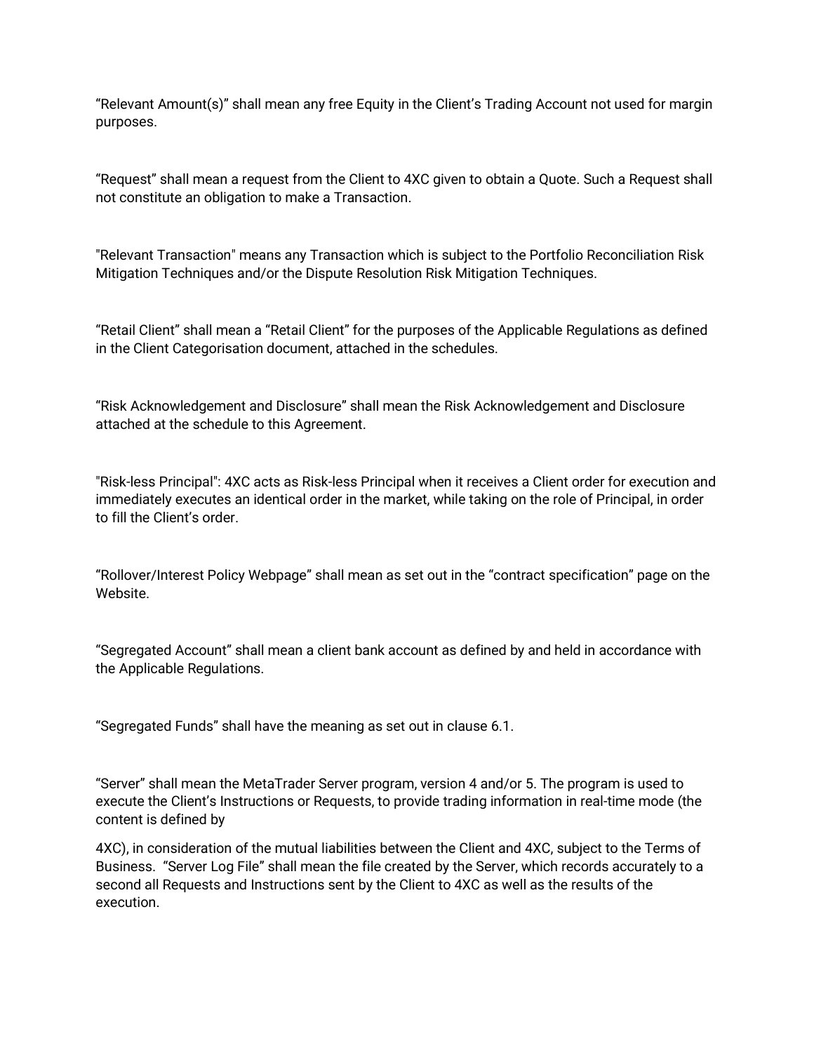“Relevant Amount(s)” shall mean any free Equity in the Client’s Trading Account not used for margin purposes.

“Request” shall mean a request from the Client to 4XC given to obtain a Quote. Such a Request shall not constitute an obligation to make a Transaction.

"Relevant Transaction" means any Transaction which is subject to the Portfolio Reconciliation Risk Mitigation Techniques and/or the Dispute Resolution Risk Mitigation Techniques.

“Retail Client” shall mean a “Retail Client” for the purposes of the Applicable Regulations as defined in the Client Categorisation document, attached in the schedules.

“Risk Acknowledgement and Disclosure” shall mean the Risk Acknowledgement and Disclosure attached at the schedule to this Agreement.

"Risk-less Principal": 4XC acts as Risk-less Principal when it receives a Client order for execution and immediately executes an identical order in the market, while taking on the role of Principal, in order to fill the Client’s order.

“Rollover/Interest Policy Webpage” shall mean as set out in the “contract specification” page on the Website.

“Segregated Account” shall mean a client bank account as defined by and held in accordance with the Applicable Regulations.

“Segregated Funds” shall have the meaning as set out in clause 6.1.

“Server” shall mean the MetaTrader Server program, version 4 and/or 5. The program is used to execute the Client’s Instructions or Requests, to provide trading information in real-time mode (the content is defined by

4XC), in consideration of the mutual liabilities between the Client and 4XC, subject to the Terms of Business. “Server Log File” shall mean the file created by the Server, which records accurately to a second all Requests and Instructions sent by the Client to 4XC as well as the results of the execution.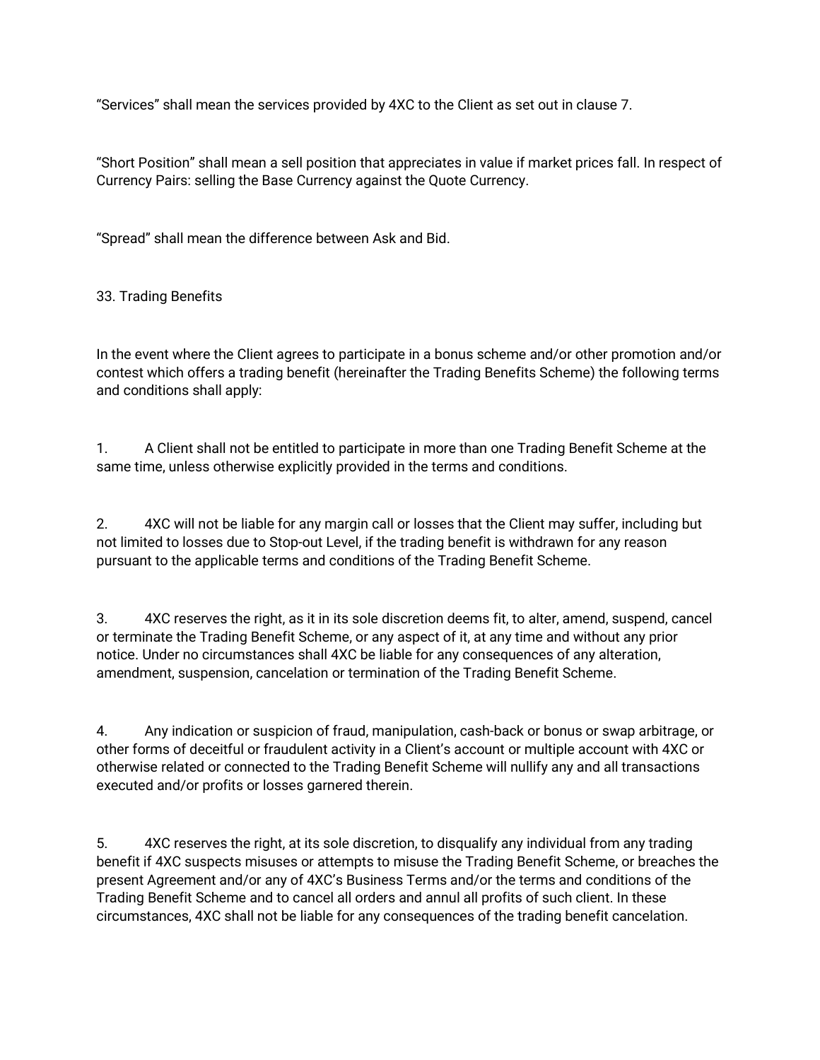“Services” shall mean the services provided by 4XC to the Client as set out in clause 7.

“Short Position” shall mean a sell position that appreciates in value if market prices fall. In respect of Currency Pairs: selling the Base Currency against the Quote Currency.

“Spread” shall mean the difference between Ask and Bid.

## 33. Trading Benefits

In the event where the Client agrees to participate in a bonus scheme and/or other promotion and/or contest which offers a trading benefit (hereinafter the Trading Benefits Scheme) the following terms and conditions shall apply:

1. A Client shall not be entitled to participate in more than one Trading Benefit Scheme at the same time, unless otherwise explicitly provided in the terms and conditions.

2. 4XC will not be liable for any margin call or losses that the Client may suffer, including but not limited to losses due to Stop-out Level, if the trading benefit is withdrawn for any reason pursuant to the applicable terms and conditions of the Trading Benefit Scheme.

3. 4XC reserves the right, as it in its sole discretion deems fit, to alter, amend, suspend, cancel or terminate the Trading Benefit Scheme, or any aspect of it, at any time and without any prior notice. Under no circumstances shall 4XC be liable for any consequences of any alteration, amendment, suspension, cancelation or termination of the Trading Benefit Scheme.

4. Any indication or suspicion of fraud, manipulation, cash-back or bonus or swap arbitrage, or other forms of deceitful or fraudulent activity in a Client’s account or multiple account with 4XC or otherwise related or connected to the Trading Benefit Scheme will nullify any and all transactions executed and/or profits or losses garnered therein.

5. 4XC reserves the right, at its sole discretion, to disqualify any individual from any trading benefit if 4XC suspects misuses or attempts to misuse the Trading Benefit Scheme, or breaches the present Agreement and/or any of 4XC’s Business Terms and/or the terms and conditions of the Trading Benefit Scheme and to cancel all orders and annul all profits of such client. In these circumstances, 4XC shall not be liable for any consequences of the trading benefit cancelation.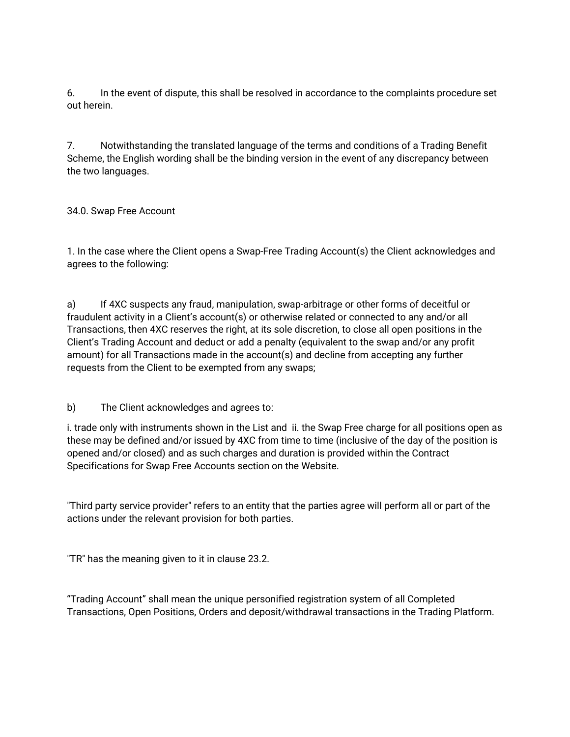6. In the event of dispute, this shall be resolved in accordance to the complaints procedure set out herein.

7. Notwithstanding the translated language of the terms and conditions of a Trading Benefit Scheme, the English wording shall be the binding version in the event of any discrepancy between the two languages.

34.0. Swap Free Account

1. In the case where the Client opens a Swap-Free Trading Account(s) the Client acknowledges and agrees to the following:

a) If 4XC suspects any fraud, manipulation, swap-arbitrage or other forms of deceitful or fraudulent activity in a Client's account(s) or otherwise related or connected to any and/or all Transactions, then 4XC reserves the right, at its sole discretion, to close all open positions in the Client's Trading Account and deduct or add a penalty (equivalent to the swap and/or any profit amount) for all Transactions made in the account(s) and decline from accepting any further requests from the Client to be exempted from any swaps;

b) The Client acknowledges and agrees to:

i. trade only with instruments shown in the List and ii. the Swap Free charge for all positions open as these may be defined and/or issued by 4XC from time to time (inclusive of the day of the position is opened and/or closed) and as such charges and duration is provided within the Contract Specifications for Swap Free Accounts section on the Website.

"Third party service provider" refers to an entity that the parties agree will perform all or part of the actions under the relevant provision for both parties.

"TR" has the meaning given to it in clause 23.2.

"Trading Account" shall mean the unique personified registration system of all Completed Transactions, Open Positions, Orders and deposit/withdrawal transactions in the Trading Platform.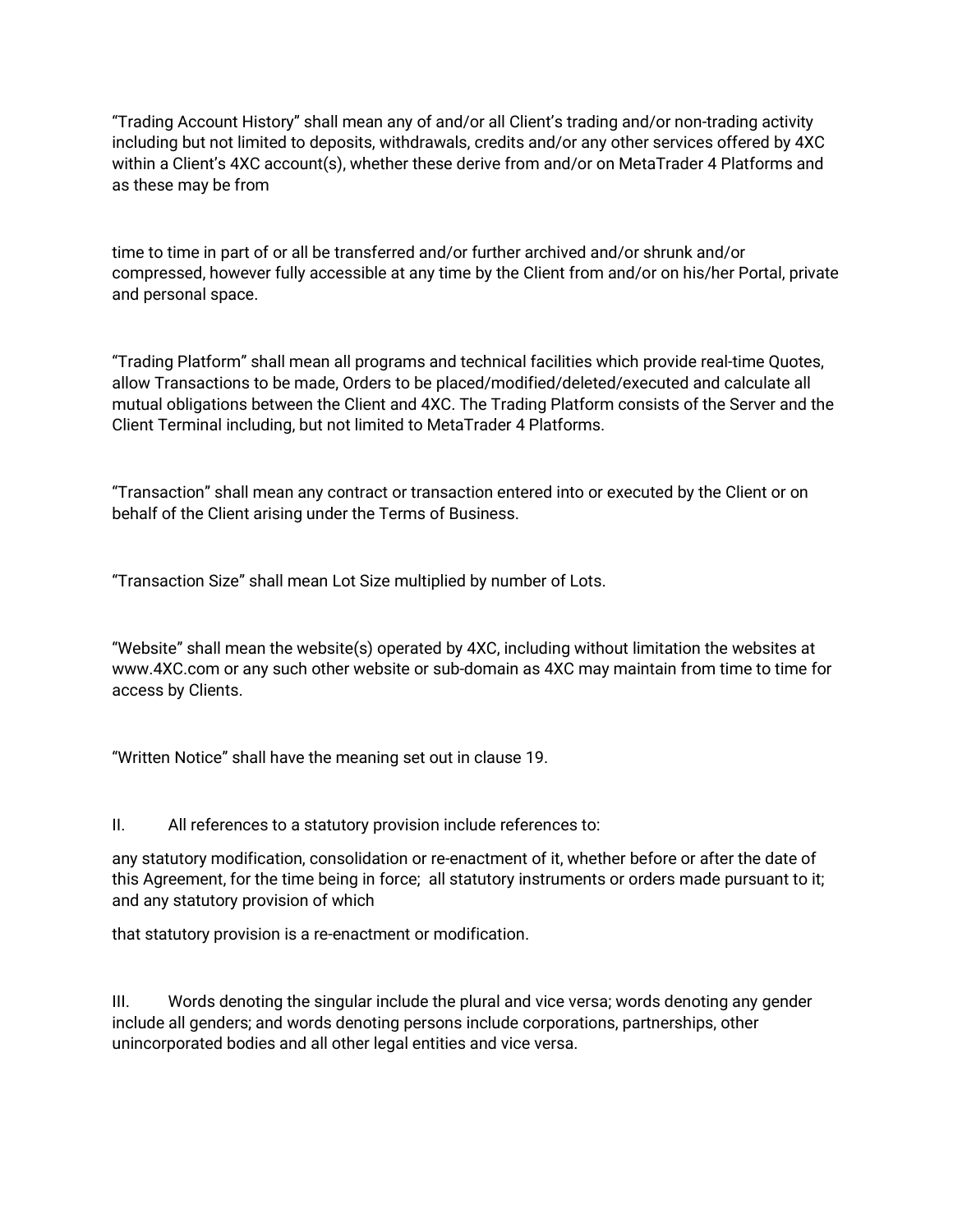"Trading Account History" shall mean any of and/or all Client's trading and/or non-trading activity including but not limited to deposits, withdrawals, credits and/or any other services offered by 4XC within a Client's 4XC account(s), whether these derive from and/or on MetaTrader 4 Platforms and as these may be from

time to time in part of or all be transferred and/or further archived and/or shrunk and/or compressed, however fully accessible at any time by the Client from and/or on his/her Portal, private and personal space.

"Trading Platform" shall mean all programs and technical facilities which provide real-time Quotes, allow Transactions to be made, Orders to be placed/modified/deleted/executed and calculate all mutual obligations between the Client and 4XC. The Trading Platform consists of the Server and the Client Terminal including, but not limited to MetaTrader 4 Platforms.

"Transaction" shall mean any contract or transaction entered into or executed by the Client or on behalf of the Client arising under the Terms of Business.

"Transaction Size" shall mean Lot Size multiplied by number of Lots.

"Website" shall mean the website(s) operated by 4XC, including without limitation the websites at www.4XC.com or any such other website or sub-domain as 4XC may maintain from time to time for access by Clients.

"Written Notice" shall have the meaning set out in clause 19.

II. All references to a statutory provision include references to:

any statutory modification, consolidation or re-enactment of it, whether before or after the date of this Agreement, for the time being in force; all statutory instruments or orders made pursuant to it; and any statutory provision of which

that statutory provision is a re-enactment or modification.

III. Words denoting the singular include the plural and vice versa; words denoting any gender include all genders; and words denoting persons include corporations, partnerships, other unincorporated bodies and all other legal entities and vice versa.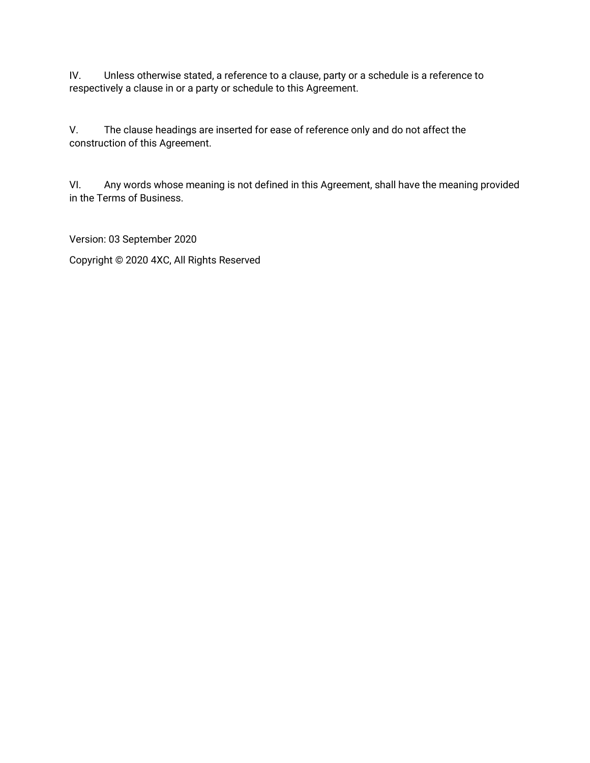IV. Unless otherwise stated, a reference to a clause, party or a schedule is a reference to respectively a clause in or a party or schedule to this Agreement.

V. The clause headings are inserted for ease of reference only and do not affect the construction of this Agreement.

VI. Any words whose meaning is not defined in this Agreement, shall have the meaning provided in the Terms of Business.

Version: 03 September 2020

Copyright © 2020 4XC, All Rights Reserved